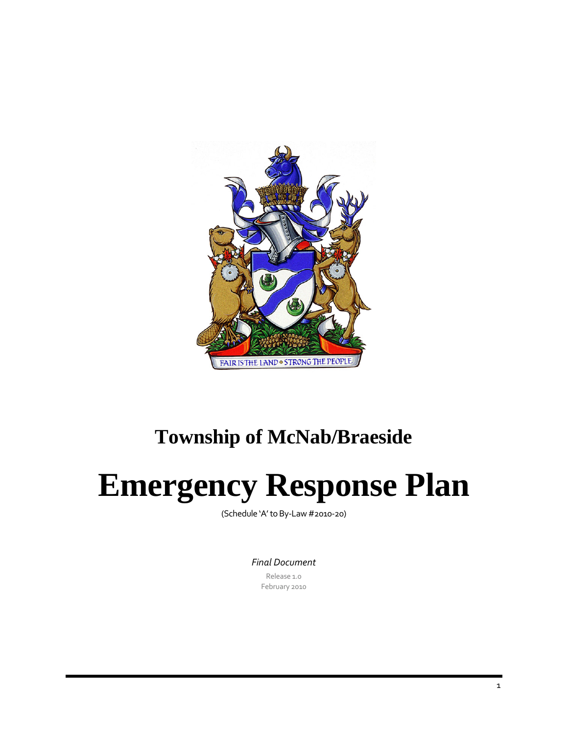# Township of McNab/Braeside

# Emergency Response Plan

(Schedule 'A' to By-Law #2010-20)

*Final Document*

Release 1.0

February 2010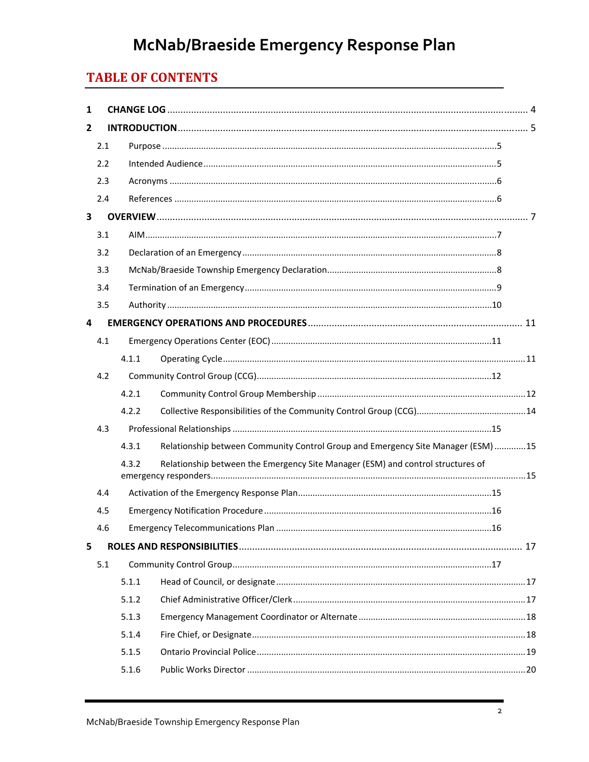# McNab/Braeside Emergency Response Plan

## TABLE OF CONTENTS

1 CHANGE LOG ..... 4

2 INTRODUCTION ..... 5

- 2.1 Purpose ..... 5
- 2.2 Intended Audience ..... 5
- 2.3 Acronyms ..... 6
- 2.4 References ..... 6

3 OVERVIEW ..... 7

- 3.1 AIM ..... 7
- 3.2 Declaration of an Emergency ..... 8
- 3.3 McNab/Braeside Township Emergency Declaration ..... 8
- 3.4 Termination of an Emergency ..... 9
- 3.5 Authority ..... 10

4 EMERGENCY OPERATIONS AND PROCEDURES ..... 11

- 4.1 Emergency Operations Center (EOC) ..... 11
  - 4.1.1 Operating Cycle ..... 11
- 4.2 Community Control Group (CCG) ..... 12
  - 4.2.1 Community Control Group Membership ..... 12
  - 4.2.2 Collective Responsibilities of the Community Control Group (CCG) ..... 14
- 4.3 Professional Relationships ..... 15
  - 4.3.1 Relationship between Community Control Group and Emergency Site Manager (ESM) ..... 15
  - 4.3.2 Relationship between the Emergency Site Manager (ESM) and control structures of emergency responders ..... 15
- 4.4 Activation of the Emergency Response Plan ..... 15
- 4.5 Emergency Notification Procedure ..... 16
- 4.6 Emergency Telecommunications Plan ..... 16

5 ROLES AND RESPONSIBILITIES ..... 17

- 5.1 Community Control Group ..... 17
  - 5.1.1 Head of Council, or designate ..... 17
  - 5.1.2 Chief Administrative Officer/Clerk ..... 17
  - 5.1.3 Emergency Management Coordinator or Alternate ..... 18
  - 5.1.4 Fire Chief, or Designate ..... 18
  - 5.1.5 Ontario Provincial Police ..... 19
  - 5.1.6 Public Works Director ..... 20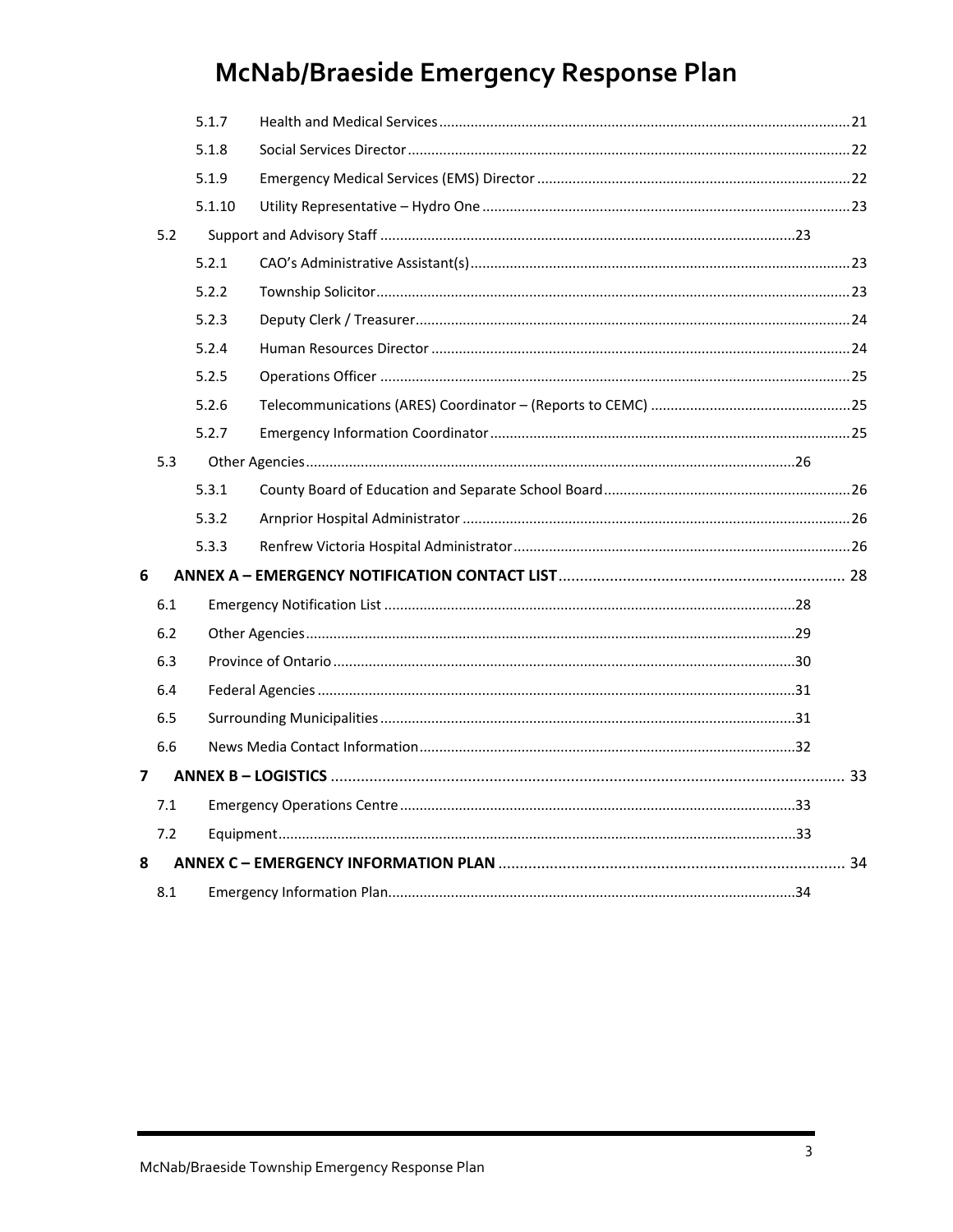5.1.7 Health and Medical Services ........ 21

5.1.8 Social Services Director ........ 22

5.1.9 Emergency Medical Services (EMS) Director ........ 22

5.1.10 Utility Representative – Hydro One ........ 23

5.2 Support and Advisory Staff ........ 23

5.2.1 CAO's Administrative Assistant(s) ........ 23

5.2.2 Township Solicitor ........ 23

5.2.3 Deputy Clerk / Treasurer ........ 24

5.2.4 Human Resources Director ........ 24

5.2.5 Operations Officer ........ 25

5.2.6 Telecommunications (ARES) Coordinator – (Reports to CEMC) ........ 25

5.2.7 Emergency Information Coordinator ........ 25

5.3 Other Agencies ........ 26

5.3.1 County Board of Education and Separate School Board ........ 26

5.3.2 Arnprior Hospital Administrator ........ 26

5.3.3 Renfrew Victoria Hospital Administrator ........ 26

**6 ANNEX A – EMERGENCY NOTIFICATION CONTACT LIST ........ 28**

6.1 Emergency Notification List ........ 28

6.2 Other Agencies ........ 29

6.3 Province of Ontario ........ 30

6.4 Federal Agencies ........ 31

6.5 Surrounding Municipalities ........ 31

6.6 News Media Contact Information ........ 32

**7 ANNEX B – LOGISTICS ........ 33**

7.1 Emergency Operations Centre ........ 33

7.2 Equipment ........ 33

**8 ANNEX C – EMERGENCY INFORMATION PLAN ........ 34**

8.1 Emergency Information Plan ........ 34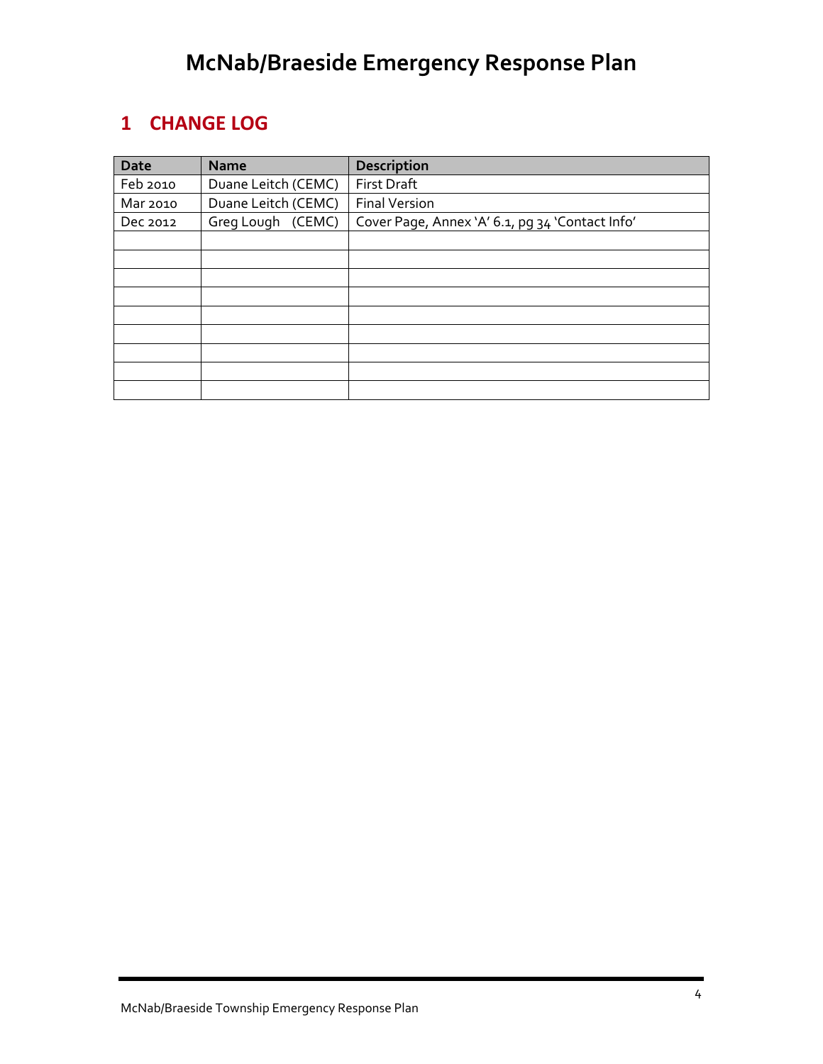# McNab/Braeside Emergency Response Plan

## 1 CHANGE LOG

| Date | Name | Description |
|---|---|---|
| Feb 2010 | Duane Leitch (CEMC) | First Draft |
| Mar 2010 | Duane Leitch (CEMC) | Final Version |
| Dec 2012 | Greg Lough (CEMC) | Cover Page, Annex 'A' 6.1, pg 34 'Contact Info' |
| | | |
| | | |
| | | |
| | | |
| | | |
| | | |
| | | |
| | | |
| | | |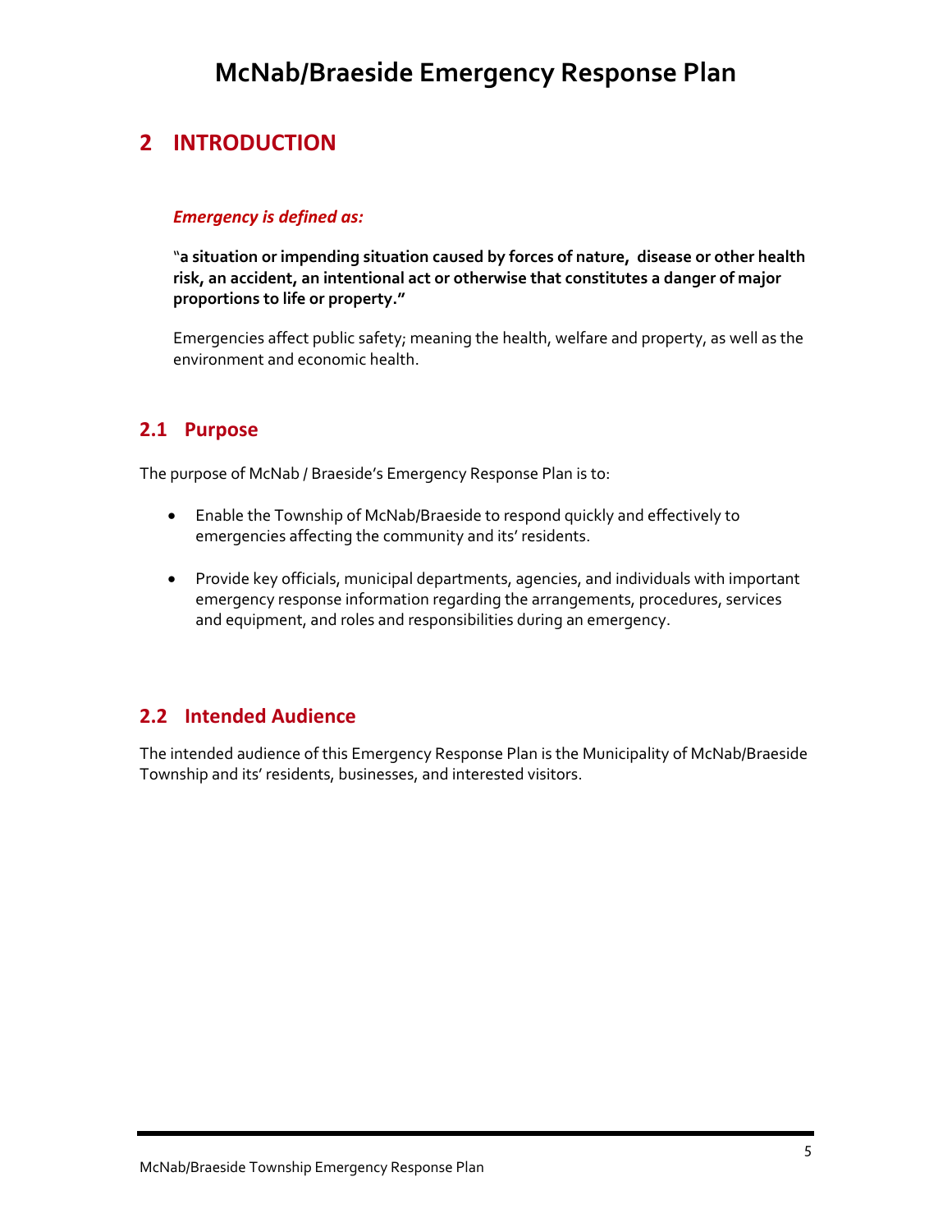# 2 INTRODUCTION

***Emergency is defined as:***

**"a situation or impending situation caused by forces of nature, disease or other health risk, an accident, an intentional act or otherwise that constitutes a danger of major proportions to life or property."**

Emergencies affect public safety; meaning the health, welfare and property, as well as the environment and economic health.

## 2.1 Purpose

The purpose of McNab / Braeside's Emergency Response Plan is to:

- Enable the Township of McNab/Braeside to respond quickly and effectively to emergencies affecting the community and its' residents.
- Provide key officials, municipal departments, agencies, and individuals with important emergency response information regarding the arrangements, procedures, services and equipment, and roles and responsibilities during an emergency.

## 2.2 Intended Audience

The intended audience of this Emergency Response Plan is the Municipality of McNab/Braeside Township and its' residents, businesses, and interested visitors.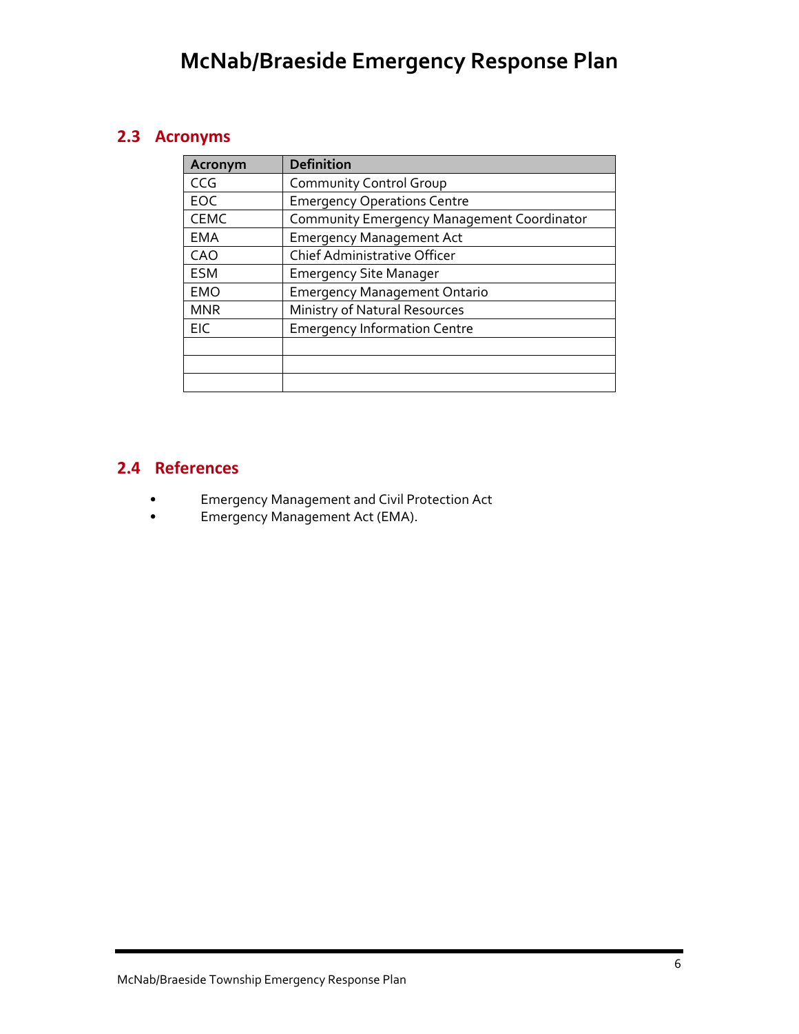## 2.3 Acronyms

| Acronym | Definition |
|---|---|
| CCG | Community Control Group |
| EOC | Emergency Operations Centre |
| CEMC | Community Emergency Management Coordinator |
| EMA | Emergency Management Act |
| CAO | Chief Administrative Officer |
| ESM | Emergency Site Manager |
| EMO | Emergency Management Ontario |
| MNR | Ministry of Natural Resources |
| EIC | Emergency Information Centre |
| | |
| | |
| | |

## 2.4 References

- Emergency Management and Civil Protection Act
- Emergency Management Act (EMA).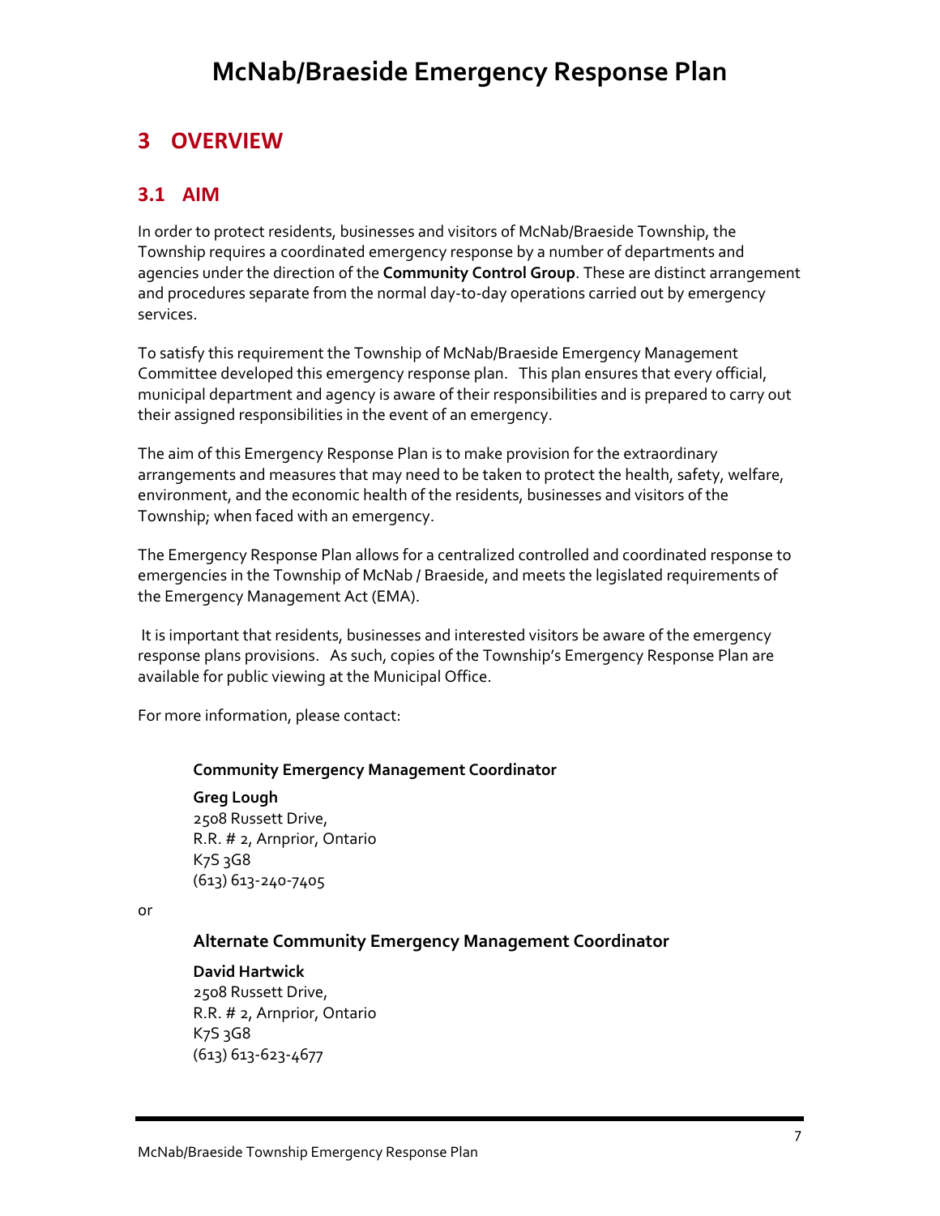# McNab/Braeside Emergency Response Plan

## 3 OVERVIEW

### 3.1 AIM

In order to protect residents, businesses and visitors of McNab/Braeside Township, the Township requires a coordinated emergency response by a number of departments and agencies under the direction of the **Community Control Group**. These are distinct arrangement and procedures separate from the normal day-to-day operations carried out by emergency services.

To satisfy this requirement the Township of McNab/Braeside Emergency Management Committee developed this emergency response plan. This plan ensures that every official, municipal department and agency is aware of their responsibilities and is prepared to carry out their assigned responsibilities in the event of an emergency.

The aim of this Emergency Response Plan is to make provision for the extraordinary arrangements and measures that may need to be taken to protect the health, safety, welfare, environment, and the economic health of the residents, businesses and visitors of the Township; when faced with an emergency.

The Emergency Response Plan allows for a centralized controlled and coordinated response to emergencies in the Township of McNab / Braeside, and meets the legislated requirements of the Emergency Management Act (EMA).

It is important that residents, businesses and interested visitors be aware of the emergency response plans provisions. As such, copies of the Township's Emergency Response Plan are available for public viewing at the Municipal Office.

For more information, please contact:

**Community Emergency Management Coordinator**

**Greg Lough**
2508 Russett Drive,
R.R. # 2, Arnprior, Ontario
K7S 3G8
(613) 613-240-7405

or

**Alternate Community Emergency Management Coordinator**

**David Hartwick**
2508 Russett Drive,
R.R. # 2, Arnprior, Ontario
K7S 3G8
(613) 613-623-4677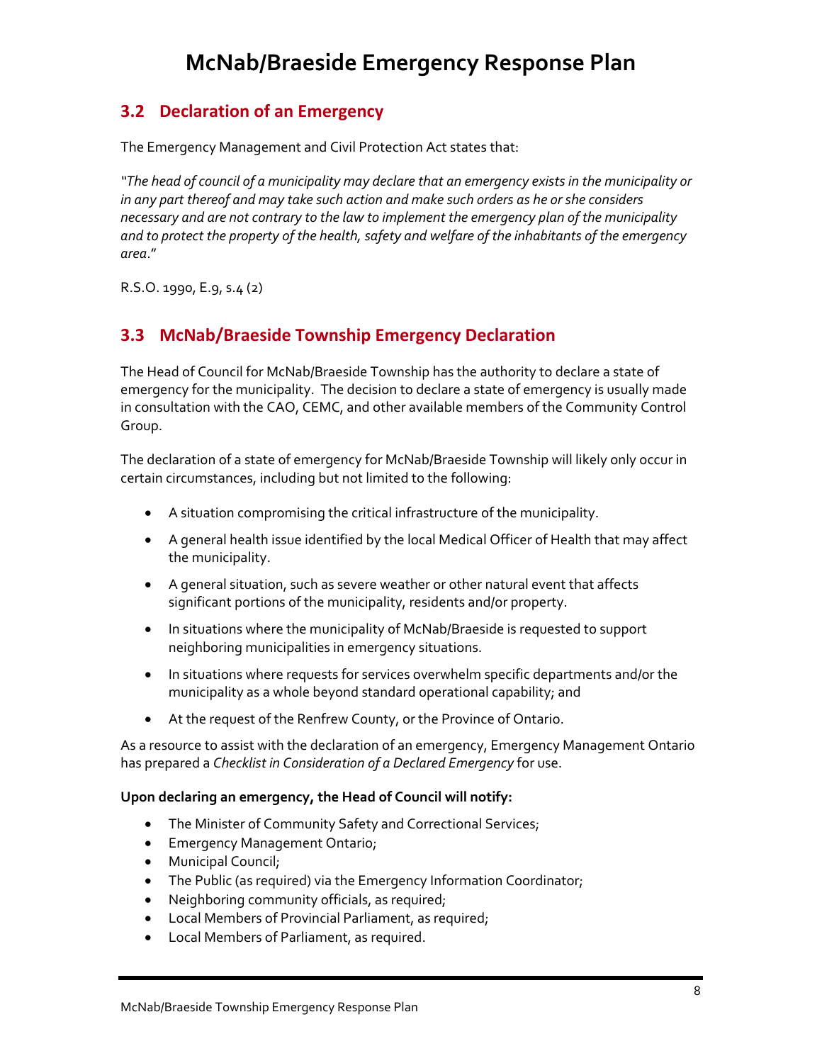## 3.2 Declaration of an Emergency

The Emergency Management and Civil Protection Act states that:

*"The head of council of a municipality may declare that an emergency exists in the municipality or in any part thereof and may take such action and make such orders as he or she considers necessary and are not contrary to the law to implement the emergency plan of the municipality and to protect the property of the health, safety and welfare of the inhabitants of the emergency area*."

R.S.O. 1990, E.9, s.4 (2)

## 3.3 McNab/Braeside Township Emergency Declaration

The Head of Council for McNab/Braeside Township has the authority to declare a state of emergency for the municipality. The decision to declare a state of emergency is usually made in consultation with the CAO, CEMC, and other available members of the Community Control Group.

The declaration of a state of emergency for McNab/Braeside Township will likely only occur in certain circumstances, including but not limited to the following:

- A situation compromising the critical infrastructure of the municipality.
- A general health issue identified by the local Medical Officer of Health that may affect the municipality.
- A general situation, such as severe weather or other natural event that affects significant portions of the municipality, residents and/or property.
- In situations where the municipality of McNab/Braeside is requested to support neighboring municipalities in emergency situations.
- In situations where requests for services overwhelm specific departments and/or the municipality as a whole beyond standard operational capability; and
- At the request of the Renfrew County, or the Province of Ontario.

As a resource to assist with the declaration of an emergency, Emergency Management Ontario has prepared a *Checklist in Consideration of a Declared Emergency* for use.

**Upon declaring an emergency, the Head of Council will notify:**

- The Minister of Community Safety and Correctional Services;
- Emergency Management Ontario;
- Municipal Council;
- The Public (as required) via the Emergency Information Coordinator;
- Neighboring community officials, as required;
- Local Members of Provincial Parliament, as required;
- Local Members of Parliament, as required.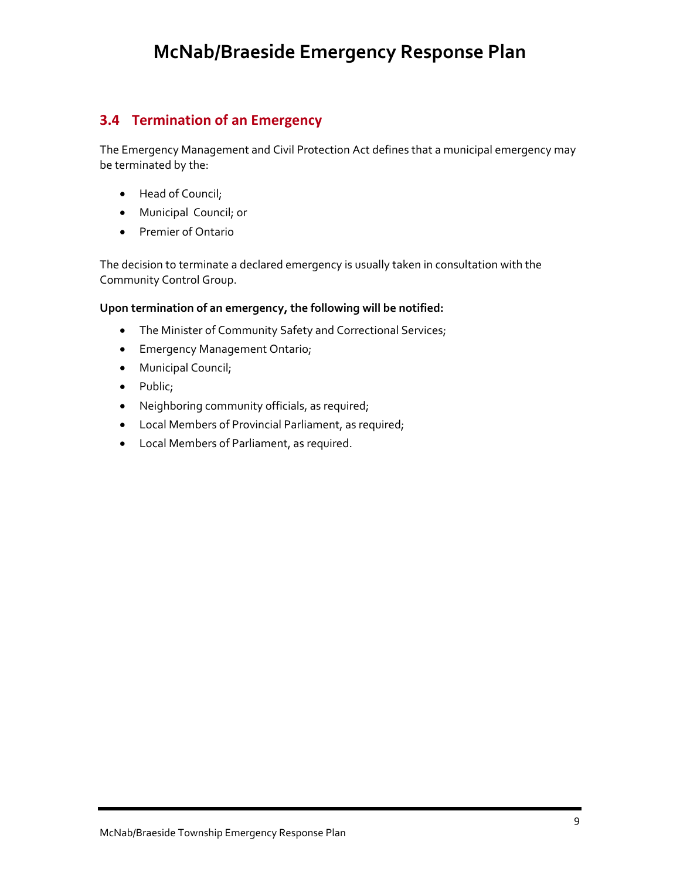## 3.4 Termination of an Emergency

The Emergency Management and Civil Protection Act defines that a municipal emergency may be terminated by the:

- Head of Council;
- Municipal Council; or
- Premier of Ontario

The decision to terminate a declared emergency is usually taken in consultation with the Community Control Group.

**Upon termination of an emergency, the following will be notified:**

- The Minister of Community Safety and Correctional Services;
- Emergency Management Ontario;
- Municipal Council;
- Public;
- Neighboring community officials, as required;
- Local Members of Provincial Parliament, as required;
- Local Members of Parliament, as required.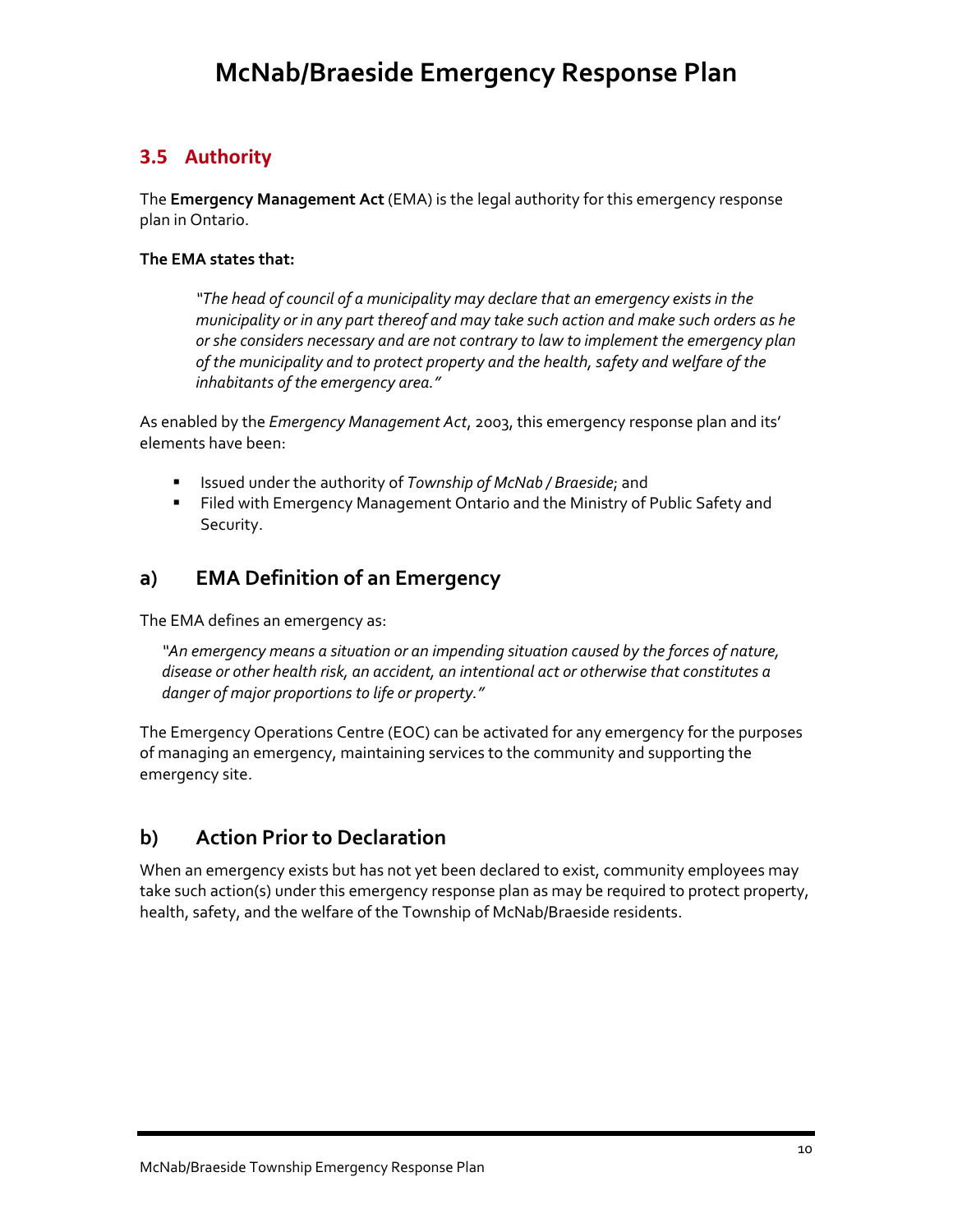## 3.5 Authority

The **Emergency Management Act** (EMA) is the legal authority for this emergency response plan in Ontario.

**The EMA states that:**

> *"The head of council of a municipality may declare that an emergency exists in the municipality or in any part thereof and may take such action and make such orders as he or she considers necessary and are not contrary to law to implement the emergency plan of the municipality and to protect property and the health, safety and welfare of the inhabitants of the emergency area."*

As enabled by the *Emergency Management Act*, 2003, this emergency response plan and its' elements have been:

- Issued under the authority of *Township of McNab / Braeside*; and
- Filed with Emergency Management Ontario and the Ministry of Public Safety and Security.

### a) EMA Definition of an Emergency

The EMA defines an emergency as:

> *"An emergency means a situation or an impending situation caused by the forces of nature, disease or other health risk, an accident, an intentional act or otherwise that constitutes a danger of major proportions to life or property."*

The Emergency Operations Centre (EOC) can be activated for any emergency for the purposes of managing an emergency, maintaining services to the community and supporting the emergency site.

### b) Action Prior to Declaration

When an emergency exists but has not yet been declared to exist, community employees may take such action(s) under this emergency response plan as may be required to protect property, health, safety, and the welfare of the Township of McNab/Braeside residents.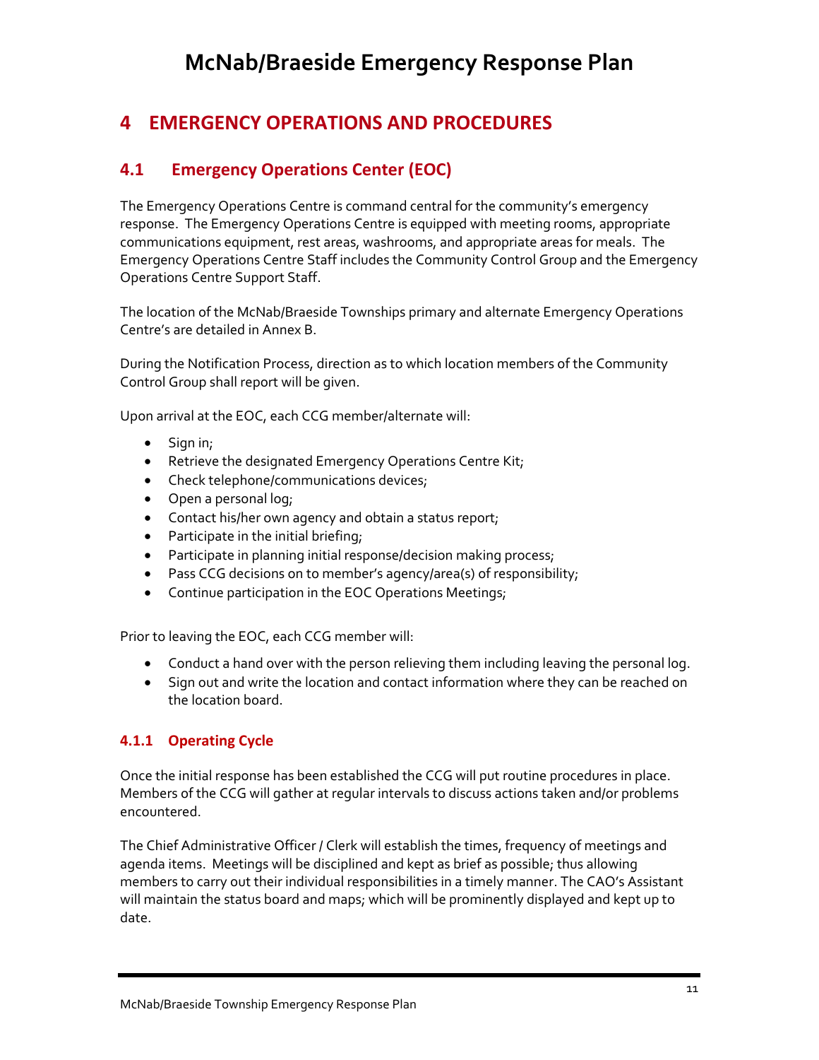# 4 EMERGENCY OPERATIONS AND PROCEDURES

## 4.1 Emergency Operations Center (EOC)

The Emergency Operations Centre is command central for the community's emergency response. The Emergency Operations Centre is equipped with meeting rooms, appropriate communications equipment, rest areas, washrooms, and appropriate areas for meals. The Emergency Operations Centre Staff includes the Community Control Group and the Emergency Operations Centre Support Staff.

The location of the McNab/Braeside Townships primary and alternate Emergency Operations Centre's are detailed in Annex B.

During the Notification Process, direction as to which location members of the Community Control Group shall report will be given.

Upon arrival at the EOC, each CCG member/alternate will:

- Sign in;
- Retrieve the designated Emergency Operations Centre Kit;
- Check telephone/communications devices;
- Open a personal log;
- Contact his/her own agency and obtain a status report;
- Participate in the initial briefing;
- Participate in planning initial response/decision making process;
- Pass CCG decisions on to member's agency/area(s) of responsibility;
- Continue participation in the EOC Operations Meetings;

Prior to leaving the EOC, each CCG member will:

- Conduct a hand over with the person relieving them including leaving the personal log.
- Sign out and write the location and contact information where they can be reached on the location board.

### 4.1.1 Operating Cycle

Once the initial response has been established the CCG will put routine procedures in place. Members of the CCG will gather at regular intervals to discuss actions taken and/or problems encountered.

The Chief Administrative Officer / Clerk will establish the times, frequency of meetings and agenda items. Meetings will be disciplined and kept as brief as possible; thus allowing members to carry out their individual responsibilities in a timely manner. The CAO's Assistant will maintain the status board and maps; which will be prominently displayed and kept up to date.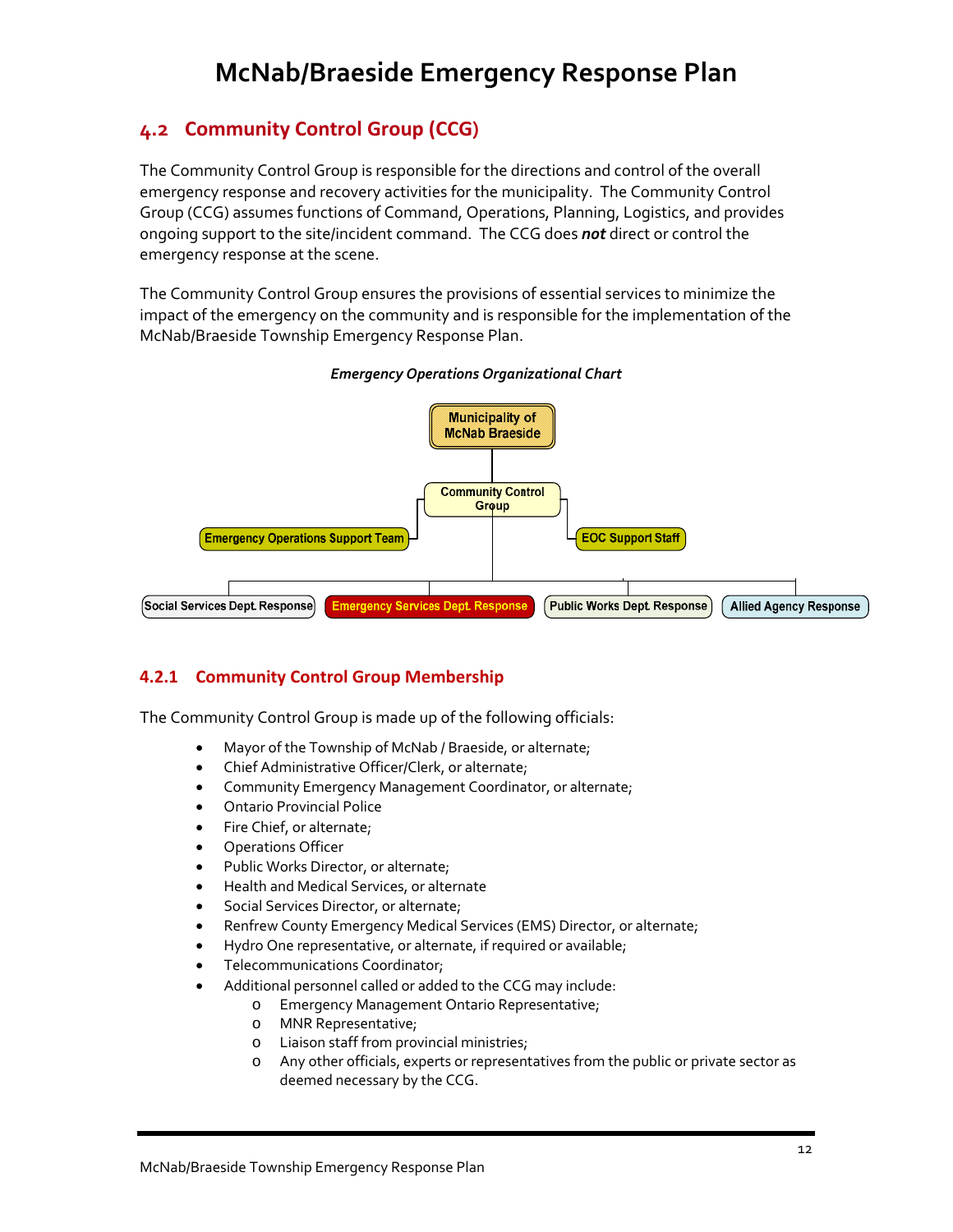## 4.2 Community Control Group (CCG)

The Community Control Group is responsible for the directions and control of the overall emergency response and recovery activities for the municipality. The Community Control Group (CCG) assumes functions of Command, Operations, Planning, Logistics, and provides ongoing support to the site/incident command. The CCG does ***not*** direct or control the emergency response at the scene.

The Community Control Group ensures the provisions of essential services to minimize the impact of the emergency on the community and is responsible for the implementation of the McNab/Braeside Township Emergency Response Plan.

***Emergency Operations Organizational Chart***

Municipality of McNab Braeside

Community Control Group

Emergency Operations Support Team

EOC Support Staff

Social Services Dept. Response

Emergency Services Dept. Response

Public Works Dept. Response

Allied Agency Response

### 4.2.1 Community Control Group Membership

The Community Control Group is made up of the following officials:

- Mayor of the Township of McNab / Braeside, or alternate;
- Chief Administrative Officer/Clerk, or alternate;
- Community Emergency Management Coordinator, or alternate;
- Ontario Provincial Police
- Fire Chief, or alternate;
- Operations Officer
- Public Works Director, or alternate;
- Health and Medical Services, or alternate
- Social Services Director, or alternate;
- Renfrew County Emergency Medical Services (EMS) Director, or alternate;
- Hydro One representative, or alternate, if required or available;
- Telecommunications Coordinator;
- Additional personnel called or added to the CCG may include:
  - Emergency Management Ontario Representative;
  - MNR Representative;
  - Liaison staff from provincial ministries;
  - Any other officials, experts or representatives from the public or private sector as deemed necessary by the CCG.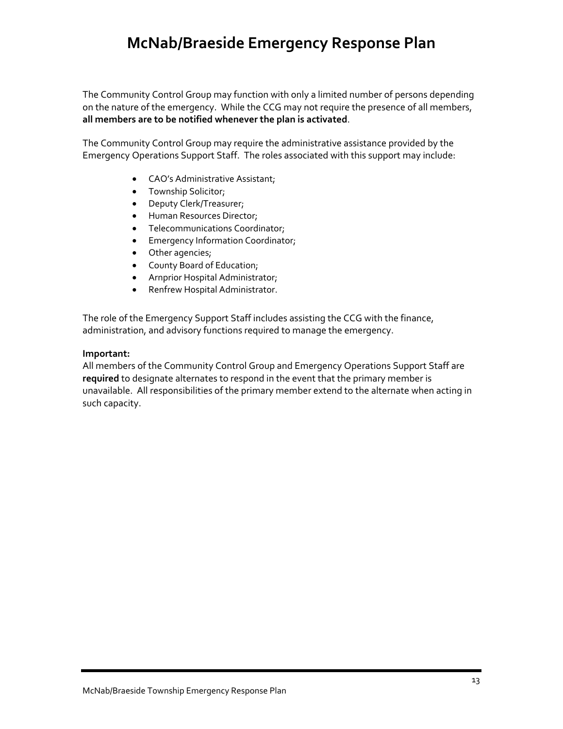The Community Control Group may function with only a limited number of persons depending on the nature of the emergency. While the CCG may not require the presence of all members, **all members are to be notified whenever the plan is activated**.

The Community Control Group may require the administrative assistance provided by the Emergency Operations Support Staff. The roles associated with this support may include:

- CAO's Administrative Assistant;
- Township Solicitor;
- Deputy Clerk/Treasurer;
- Human Resources Director;
- Telecommunications Coordinator;
- Emergency Information Coordinator;
- Other agencies;
- County Board of Education;
- Arnprior Hospital Administrator;
- Renfrew Hospital Administrator.

The role of the Emergency Support Staff includes assisting the CCG with the finance, administration, and advisory functions required to manage the emergency.

**Important:**
All members of the Community Control Group and Emergency Operations Support Staff are **required** to designate alternates to respond in the event that the primary member is unavailable. All responsibilities of the primary member extend to the alternate when acting in such capacity.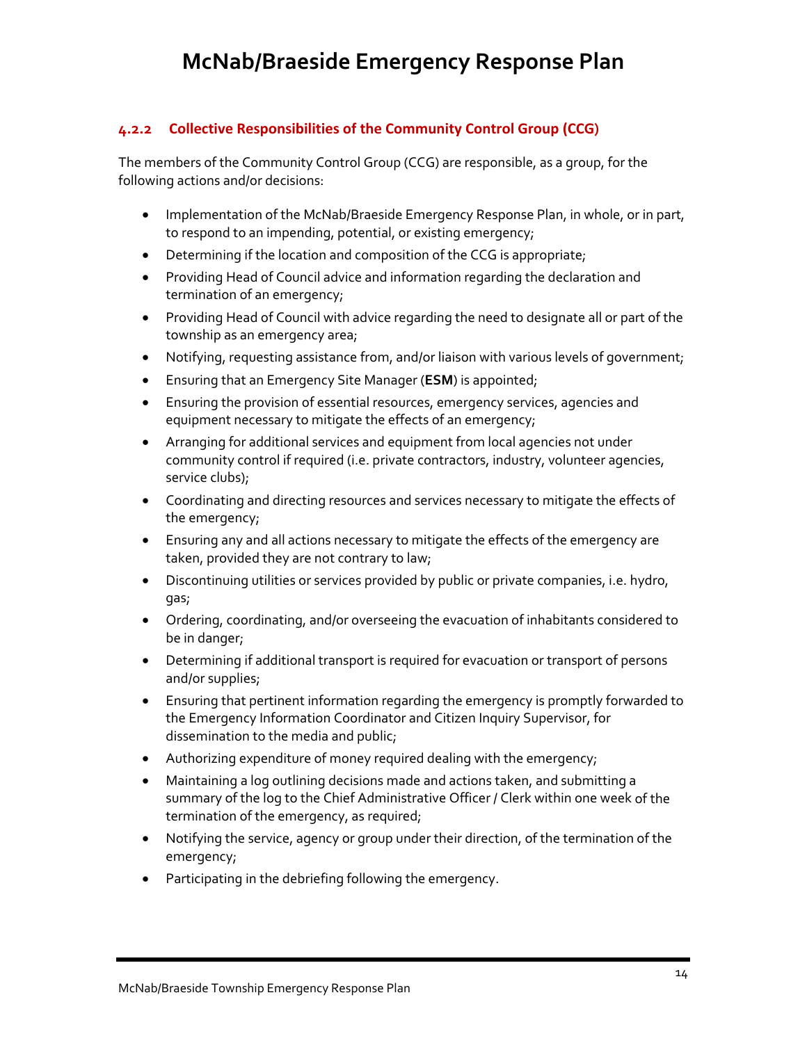#### 4.2.2 Collective Responsibilities of the Community Control Group (CCG)

The members of the Community Control Group (CCG) are responsible, as a group, for the following actions and/or decisions:

- Implementation of the McNab/Braeside Emergency Response Plan, in whole, or in part, to respond to an impending, potential, or existing emergency;
- Determining if the location and composition of the CCG is appropriate;
- Providing Head of Council advice and information regarding the declaration and termination of an emergency;
- Providing Head of Council with advice regarding the need to designate all or part of the township as an emergency area;
- Notifying, requesting assistance from, and/or liaison with various levels of government;
- Ensuring that an Emergency Site Manager (**ESM**) is appointed;
- Ensuring the provision of essential resources, emergency services, agencies and equipment necessary to mitigate the effects of an emergency;
- Arranging for additional services and equipment from local agencies not under community control if required (i.e. private contractors, industry, volunteer agencies, service clubs);
- Coordinating and directing resources and services necessary to mitigate the effects of the emergency;
- Ensuring any and all actions necessary to mitigate the effects of the emergency are taken, provided they are not contrary to law;
- Discontinuing utilities or services provided by public or private companies, i.e. hydro, gas;
- Ordering, coordinating, and/or overseeing the evacuation of inhabitants considered to be in danger;
- Determining if additional transport is required for evacuation or transport of persons and/or supplies;
- Ensuring that pertinent information regarding the emergency is promptly forwarded to the Emergency Information Coordinator and Citizen Inquiry Supervisor, for dissemination to the media and public;
- Authorizing expenditure of money required dealing with the emergency;
- Maintaining a log outlining decisions made and actions taken, and submitting a summary of the log to the Chief Administrative Officer / Clerk within one week of the termination of the emergency, as required;
- Notifying the service, agency or group under their direction, of the termination of the emergency;
- Participating in the debriefing following the emergency.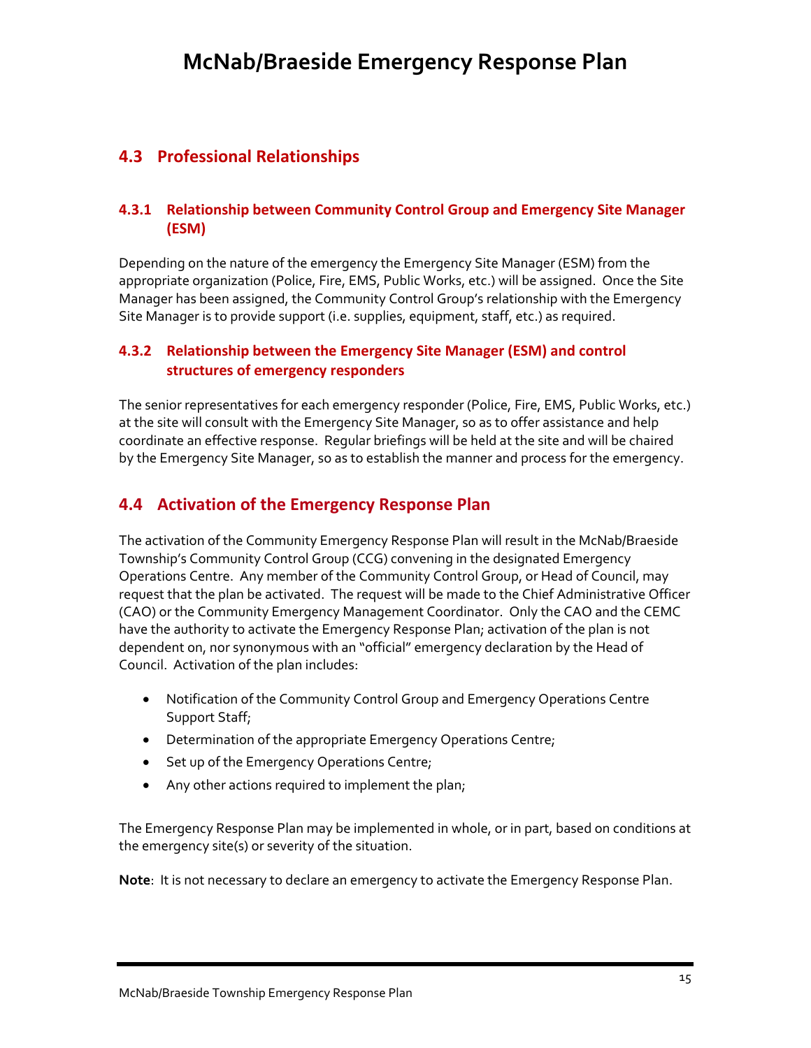## 4.3 Professional Relationships

### 4.3.1 Relationship between Community Control Group and Emergency Site Manager (ESM)

Depending on the nature of the emergency the Emergency Site Manager (ESM) from the appropriate organization (Police, Fire, EMS, Public Works, etc.) will be assigned. Once the Site Manager has been assigned, the Community Control Group's relationship with the Emergency Site Manager is to provide support (i.e. supplies, equipment, staff, etc.) as required.

### 4.3.2 Relationship between the Emergency Site Manager (ESM) and control structures of emergency responders

The senior representatives for each emergency responder (Police, Fire, EMS, Public Works, etc.) at the site will consult with the Emergency Site Manager, so as to offer assistance and help coordinate an effective response. Regular briefings will be held at the site and will be chaired by the Emergency Site Manager, so as to establish the manner and process for the emergency.

## 4.4 Activation of the Emergency Response Plan

The activation of the Community Emergency Response Plan will result in the McNab/Braeside Township's Community Control Group (CCG) convening in the designated Emergency Operations Centre. Any member of the Community Control Group, or Head of Council, may request that the plan be activated. The request will be made to the Chief Administrative Officer (CAO) or the Community Emergency Management Coordinator. Only the CAO and the CEMC have the authority to activate the Emergency Response Plan; activation of the plan is not dependent on, nor synonymous with an "official" emergency declaration by the Head of Council. Activation of the plan includes:

- Notification of the Community Control Group and Emergency Operations Centre Support Staff;
- Determination of the appropriate Emergency Operations Centre;
- Set up of the Emergency Operations Centre;
- Any other actions required to implement the plan;

The Emergency Response Plan may be implemented in whole, or in part, based on conditions at the emergency site(s) or severity of the situation.

**Note**: It is not necessary to declare an emergency to activate the Emergency Response Plan.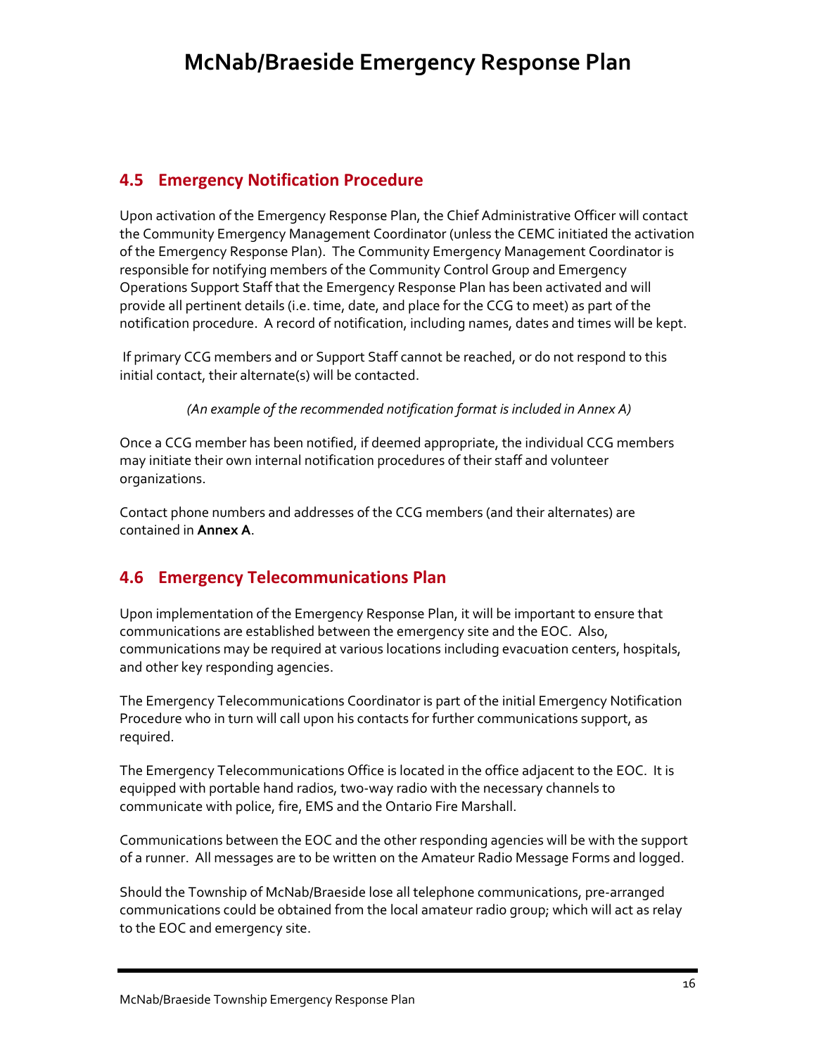## 4.5 Emergency Notification Procedure

Upon activation of the Emergency Response Plan, the Chief Administrative Officer will contact the Community Emergency Management Coordinator (unless the CEMC initiated the activation of the Emergency Response Plan). The Community Emergency Management Coordinator is responsible for notifying members of the Community Control Group and Emergency Operations Support Staff that the Emergency Response Plan has been activated and will provide all pertinent details (i.e. time, date, and place for the CCG to meet) as part of the notification procedure. A record of notification, including names, dates and times will be kept.

If primary CCG members and or Support Staff cannot be reached, or do not respond to this initial contact, their alternate(s) will be contacted.

*(An example of the recommended notification format is included in Annex A)*

Once a CCG member has been notified, if deemed appropriate, the individual CCG members may initiate their own internal notification procedures of their staff and volunteer organizations.

Contact phone numbers and addresses of the CCG members (and their alternates) are contained in **Annex A**.

## 4.6 Emergency Telecommunications Plan

Upon implementation of the Emergency Response Plan, it will be important to ensure that communications are established between the emergency site and the EOC. Also, communications may be required at various locations including evacuation centers, hospitals, and other key responding agencies.

The Emergency Telecommunications Coordinator is part of the initial Emergency Notification Procedure who in turn will call upon his contacts for further communications support, as required.

The Emergency Telecommunications Office is located in the office adjacent to the EOC. It is equipped with portable hand radios, two-way radio with the necessary channels to communicate with police, fire, EMS and the Ontario Fire Marshall.

Communications between the EOC and the other responding agencies will be with the support of a runner. All messages are to be written on the Amateur Radio Message Forms and logged.

Should the Township of McNab/Braeside lose all telephone communications, pre-arranged communications could be obtained from the local amateur radio group; which will act as relay to the EOC and emergency site.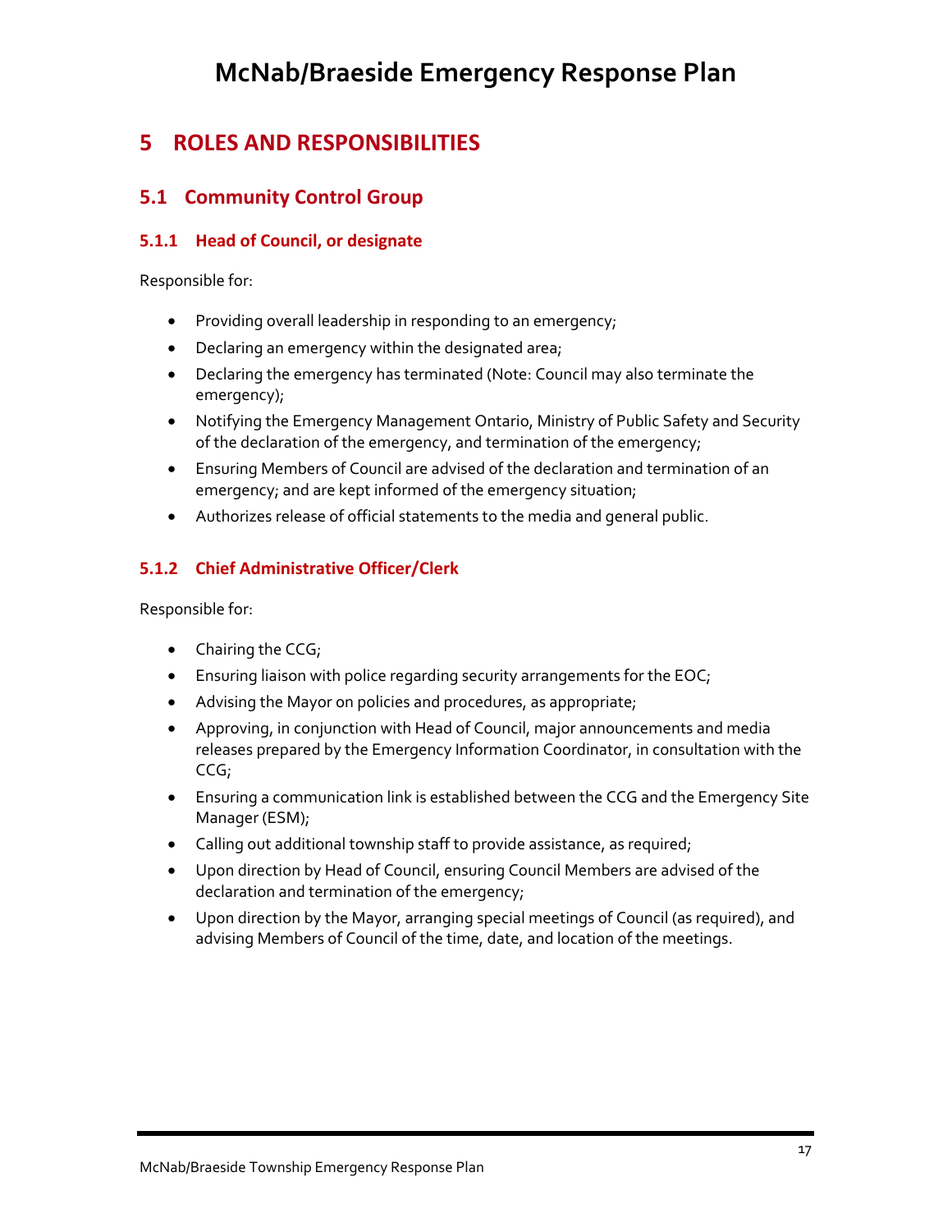## 5 ROLES AND RESPONSIBILITIES

### 5.1 Community Control Group

#### 5.1.1 Head of Council, or designate

Responsible for:

- Providing overall leadership in responding to an emergency;
- Declaring an emergency within the designated area;
- Declaring the emergency has terminated (Note: Council may also terminate the emergency);
- Notifying the Emergency Management Ontario, Ministry of Public Safety and Security of the declaration of the emergency, and termination of the emergency;
- Ensuring Members of Council are advised of the declaration and termination of an emergency; and are kept informed of the emergency situation;
- Authorizes release of official statements to the media and general public.

#### 5.1.2 Chief Administrative Officer/Clerk

Responsible for:

- Chairing the CCG;
- Ensuring liaison with police regarding security arrangements for the EOC;
- Advising the Mayor on policies and procedures, as appropriate;
- Approving, in conjunction with Head of Council, major announcements and media releases prepared by the Emergency Information Coordinator, in consultation with the CCG;
- Ensuring a communication link is established between the CCG and the Emergency Site Manager (ESM);
- Calling out additional township staff to provide assistance, as required;
- Upon direction by Head of Council, ensuring Council Members are advised of the declaration and termination of the emergency;
- Upon direction by the Mayor, arranging special meetings of Council (as required), and advising Members of Council of the time, date, and location of the meetings.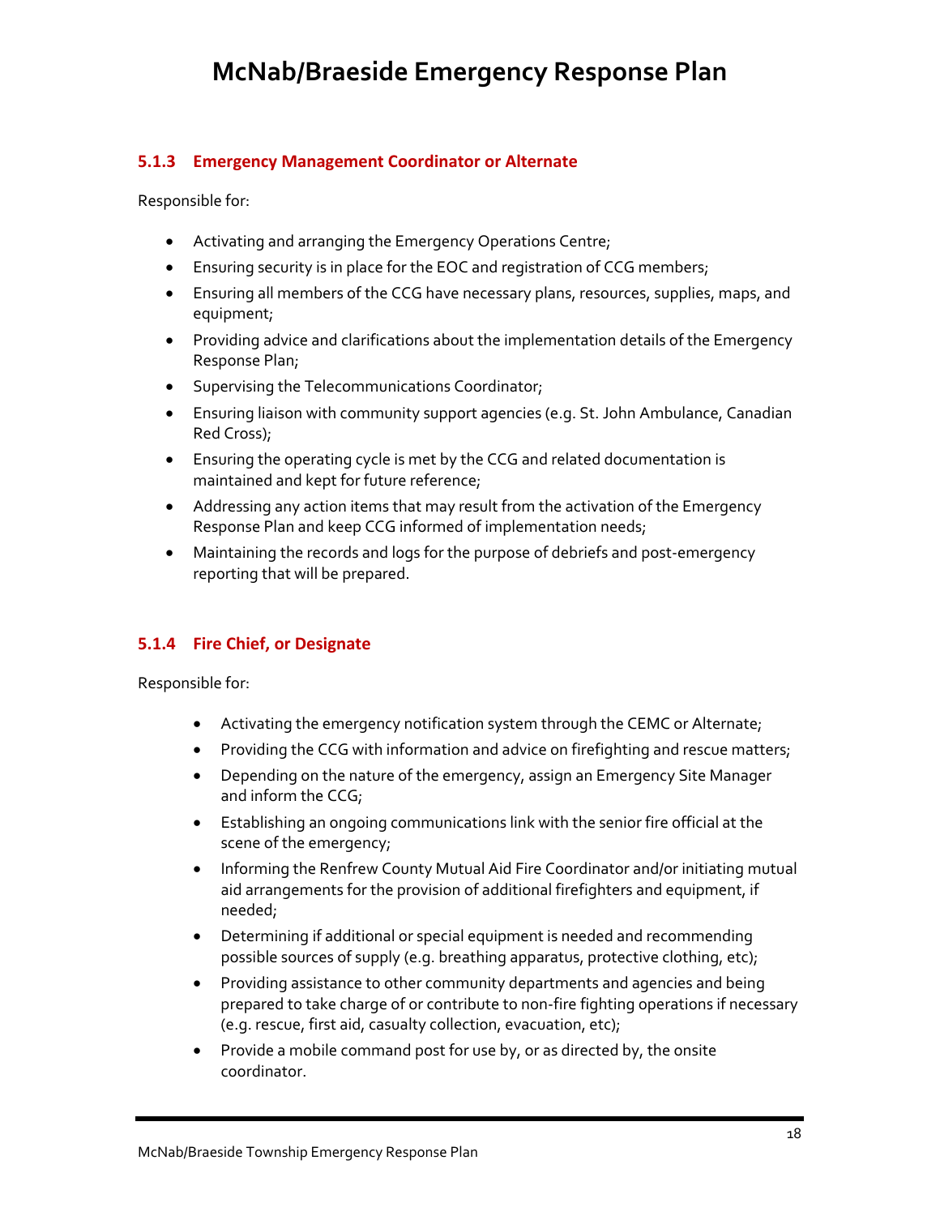#### 5.1.3 Emergency Management Coordinator or Alternate

Responsible for:

- Activating and arranging the Emergency Operations Centre;
- Ensuring security is in place for the EOC and registration of CCG members;
- Ensuring all members of the CCG have necessary plans, resources, supplies, maps, and equipment;
- Providing advice and clarifications about the implementation details of the Emergency Response Plan;
- Supervising the Telecommunications Coordinator;
- Ensuring liaison with community support agencies (e.g. St. John Ambulance, Canadian Red Cross);
- Ensuring the operating cycle is met by the CCG and related documentation is maintained and kept for future reference;
- Addressing any action items that may result from the activation of the Emergency Response Plan and keep CCG informed of implementation needs;
- Maintaining the records and logs for the purpose of debriefs and post-emergency reporting that will be prepared.

#### 5.1.4 Fire Chief, or Designate

Responsible for:

- Activating the emergency notification system through the CEMC or Alternate;
- Providing the CCG with information and advice on firefighting and rescue matters;
- Depending on the nature of the emergency, assign an Emergency Site Manager and inform the CCG;
- Establishing an ongoing communications link with the senior fire official at the scene of the emergency;
- Informing the Renfrew County Mutual Aid Fire Coordinator and/or initiating mutual aid arrangements for the provision of additional firefighters and equipment, if needed;
- Determining if additional or special equipment is needed and recommending possible sources of supply (e.g. breathing apparatus, protective clothing, etc);
- Providing assistance to other community departments and agencies and being prepared to take charge of or contribute to non-fire fighting operations if necessary (e.g. rescue, first aid, casualty collection, evacuation, etc);
- Provide a mobile command post for use by, or as directed by, the onsite coordinator.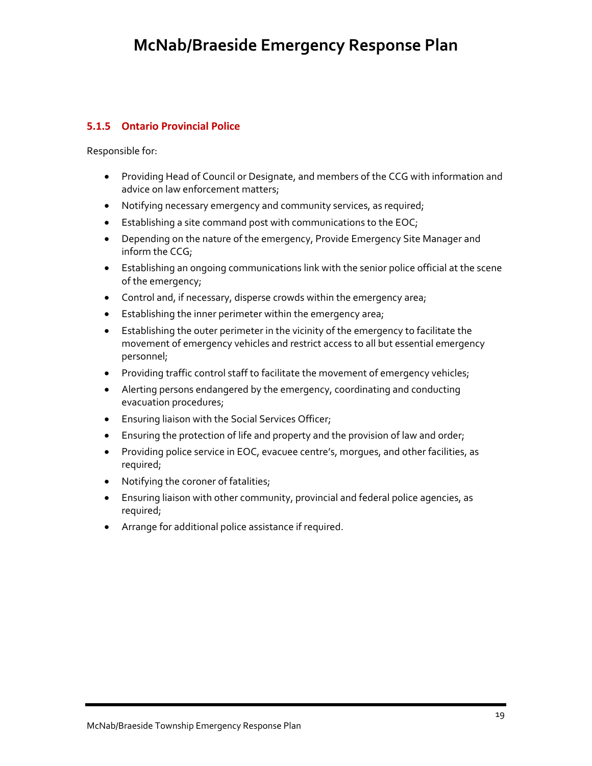### 5.1.5 Ontario Provincial Police

Responsible for:

- Providing Head of Council or Designate, and members of the CCG with information and advice on law enforcement matters;
- Notifying necessary emergency and community services, as required;
- Establishing a site command post with communications to the EOC;
- Depending on the nature of the emergency, Provide Emergency Site Manager and inform the CCG;
- Establishing an ongoing communications link with the senior police official at the scene of the emergency;
- Control and, if necessary, disperse crowds within the emergency area;
- Establishing the inner perimeter within the emergency area;
- Establishing the outer perimeter in the vicinity of the emergency to facilitate the movement of emergency vehicles and restrict access to all but essential emergency personnel;
- Providing traffic control staff to facilitate the movement of emergency vehicles;
- Alerting persons endangered by the emergency, coordinating and conducting evacuation procedures;
- Ensuring liaison with the Social Services Officer;
- Ensuring the protection of life and property and the provision of law and order;
- Providing police service in EOC, evacuee centre's, morgues, and other facilities, as required;
- Notifying the coroner of fatalities;
- Ensuring liaison with other community, provincial and federal police agencies, as required;
- Arrange for additional police assistance if required.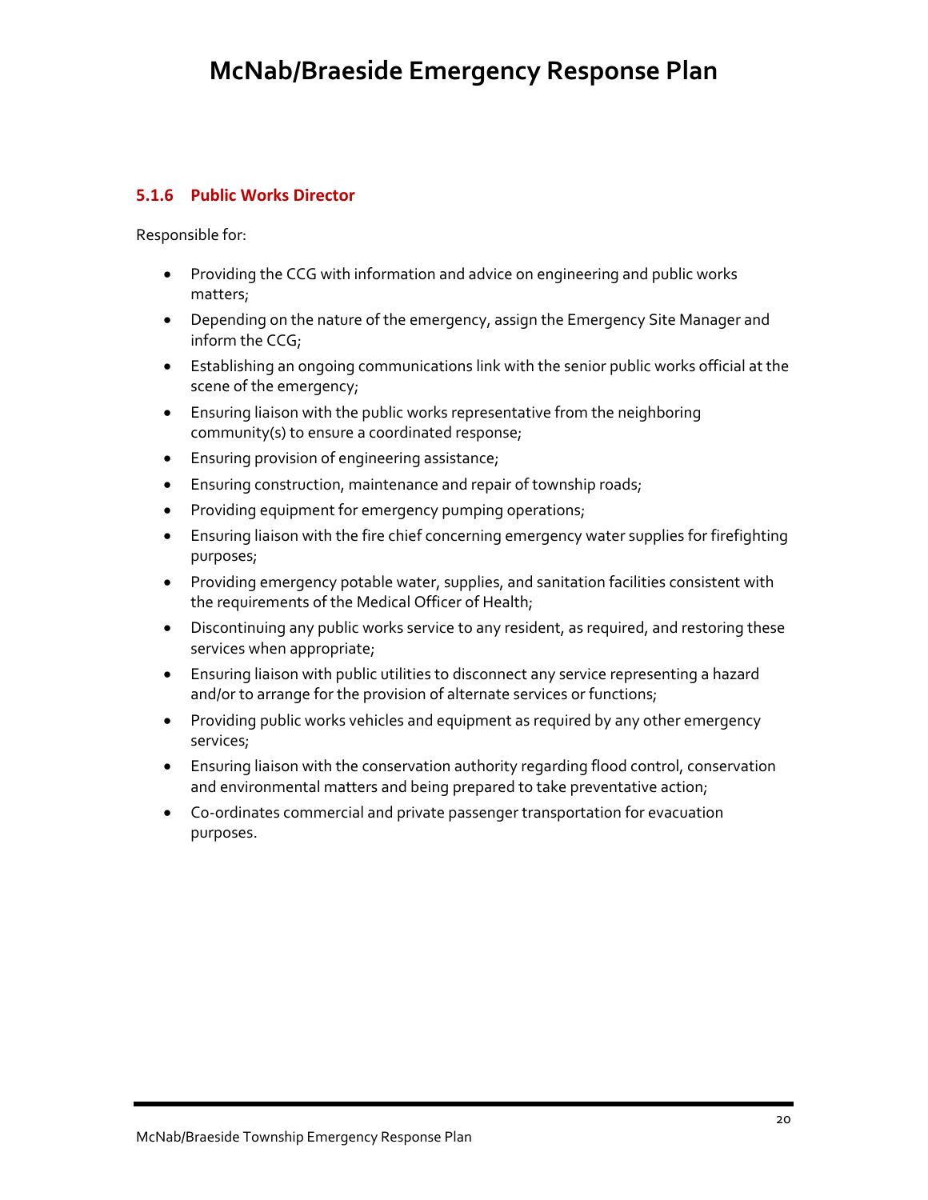#### 5.1.6 Public Works Director

Responsible for:

- Providing the CCG with information and advice on engineering and public works matters;
- Depending on the nature of the emergency, assign the Emergency Site Manager and inform the CCG;
- Establishing an ongoing communications link with the senior public works official at the scene of the emergency;
- Ensuring liaison with the public works representative from the neighboring community(s) to ensure a coordinated response;
- Ensuring provision of engineering assistance;
- Ensuring construction, maintenance and repair of township roads;
- Providing equipment for emergency pumping operations;
- Ensuring liaison with the fire chief concerning emergency water supplies for firefighting purposes;
- Providing emergency potable water, supplies, and sanitation facilities consistent with the requirements of the Medical Officer of Health;
- Discontinuing any public works service to any resident, as required, and restoring these services when appropriate;
- Ensuring liaison with public utilities to disconnect any service representing a hazard and/or to arrange for the provision of alternate services or functions;
- Providing public works vehicles and equipment as required by any other emergency services;
- Ensuring liaison with the conservation authority regarding flood control, conservation and environmental matters and being prepared to take preventative action;
- Co-ordinates commercial and private passenger transportation for evacuation purposes.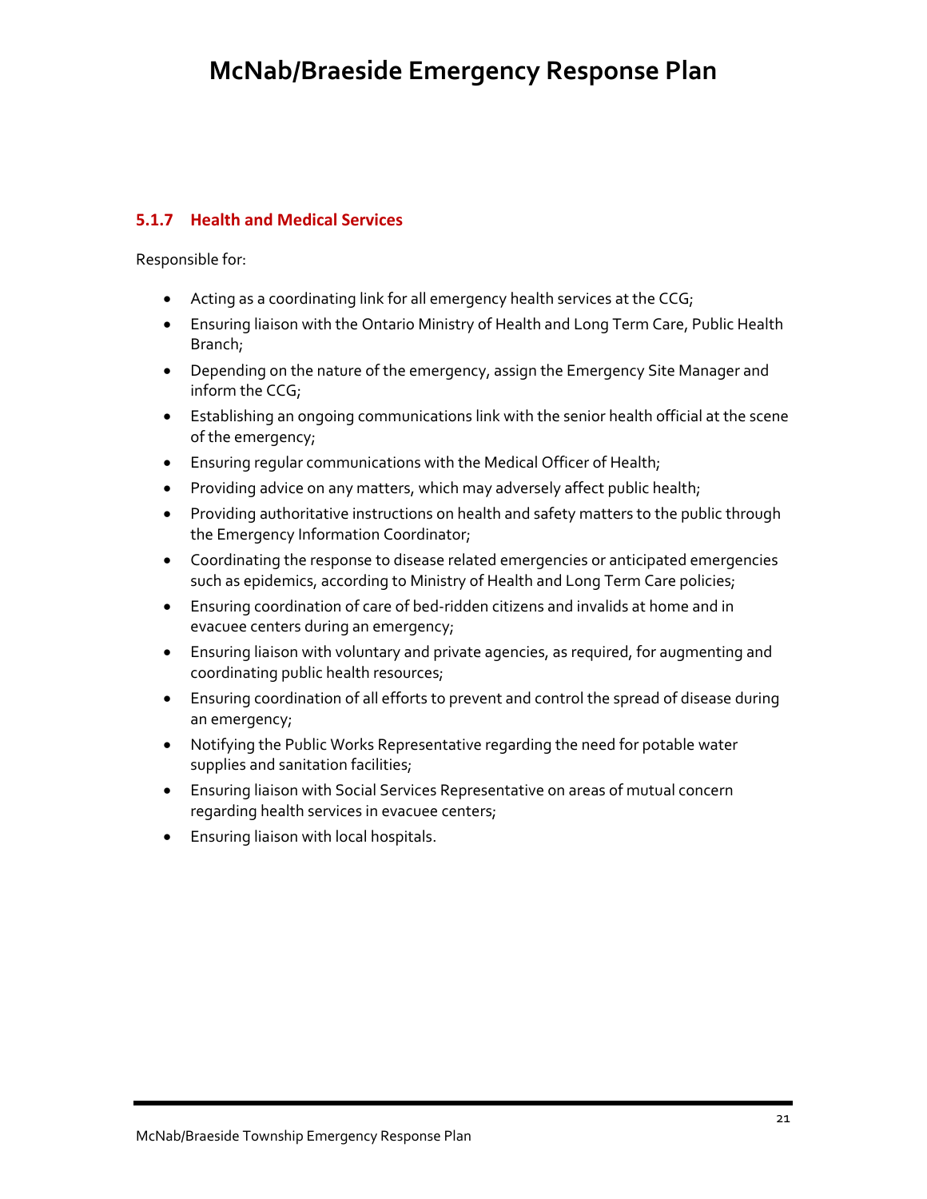### 5.1.7 Health and Medical Services

Responsible for:

- Acting as a coordinating link for all emergency health services at the CCG;
- Ensuring liaison with the Ontario Ministry of Health and Long Term Care, Public Health Branch;
- Depending on the nature of the emergency, assign the Emergency Site Manager and inform the CCG;
- Establishing an ongoing communications link with the senior health official at the scene of the emergency;
- Ensuring regular communications with the Medical Officer of Health;
- Providing advice on any matters, which may adversely affect public health;
- Providing authoritative instructions on health and safety matters to the public through the Emergency Information Coordinator;
- Coordinating the response to disease related emergencies or anticipated emergencies such as epidemics, according to Ministry of Health and Long Term Care policies;
- Ensuring coordination of care of bed-ridden citizens and invalids at home and in evacuee centers during an emergency;
- Ensuring liaison with voluntary and private agencies, as required, for augmenting and coordinating public health resources;
- Ensuring coordination of all efforts to prevent and control the spread of disease during an emergency;
- Notifying the Public Works Representative regarding the need for potable water supplies and sanitation facilities;
- Ensuring liaison with Social Services Representative on areas of mutual concern regarding health services in evacuee centers;
- Ensuring liaison with local hospitals.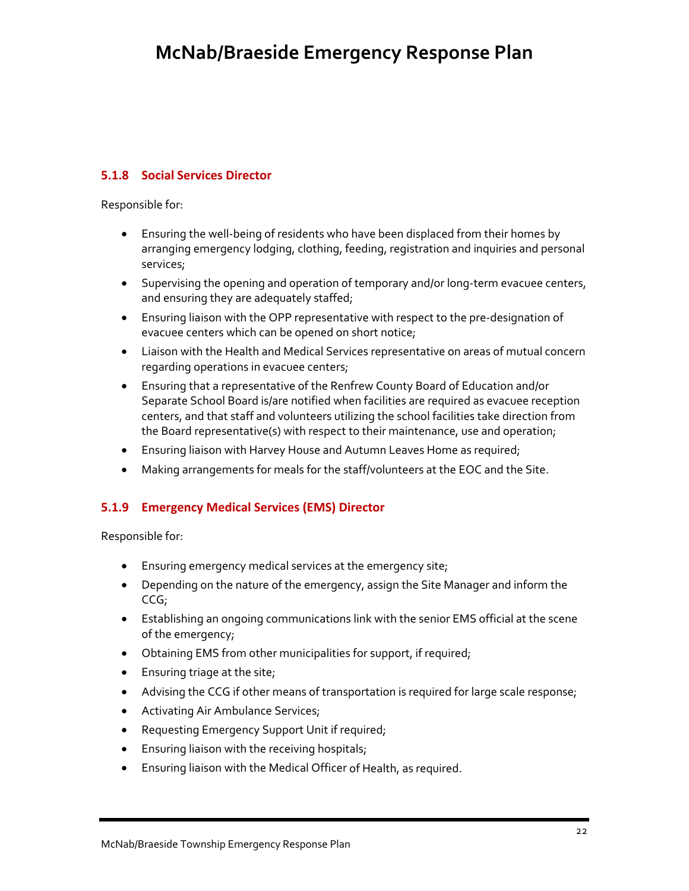#### 5.1.8 Social Services Director

Responsible for:

- Ensuring the well-being of residents who have been displaced from their homes by arranging emergency lodging, clothing, feeding, registration and inquiries and personal services;
- Supervising the opening and operation of temporary and/or long-term evacuee centers, and ensuring they are adequately staffed;
- Ensuring liaison with the OPP representative with respect to the pre-designation of evacuee centers which can be opened on short notice;
- Liaison with the Health and Medical Services representative on areas of mutual concern regarding operations in evacuee centers;
- Ensuring that a representative of the Renfrew County Board of Education and/or Separate School Board is/are notified when facilities are required as evacuee reception centers, and that staff and volunteers utilizing the school facilities take direction from the Board representative(s) with respect to their maintenance, use and operation;
- Ensuring liaison with Harvey House and Autumn Leaves Home as required;
- Making arrangements for meals for the staff/volunteers at the EOC and the Site.

#### 5.1.9 Emergency Medical Services (EMS) Director

Responsible for:

- Ensuring emergency medical services at the emergency site;
- Depending on the nature of the emergency, assign the Site Manager and inform the CCG;
- Establishing an ongoing communications link with the senior EMS official at the scene of the emergency;
- Obtaining EMS from other municipalities for support, if required;
- Ensuring triage at the site;
- Advising the CCG if other means of transportation is required for large scale response;
- Activating Air Ambulance Services;
- Requesting Emergency Support Unit if required;
- Ensuring liaison with the receiving hospitals;
- Ensuring liaison with the Medical Officer of Health, as required.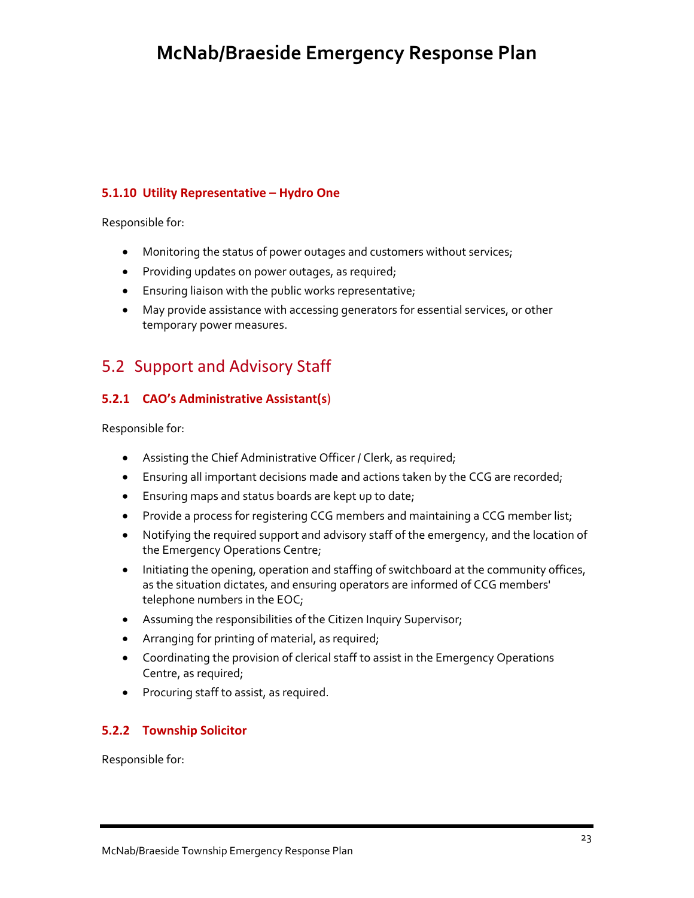#### 5.1.10 Utility Representative – Hydro One

Responsible for:

- Monitoring the status of power outages and customers without services;
- Providing updates on power outages, as required;
- Ensuring liaison with the public works representative;
- May provide assistance with accessing generators for essential services, or other temporary power measures.

## 5.2 Support and Advisory Staff

### 5.2.1 CAO's Administrative Assistant(s)

Responsible for:

- Assisting the Chief Administrative Officer / Clerk, as required;
- Ensuring all important decisions made and actions taken by the CCG are recorded;
- Ensuring maps and status boards are kept up to date;
- Provide a process for registering CCG members and maintaining a CCG member list;
- Notifying the required support and advisory staff of the emergency, and the location of the Emergency Operations Centre;
- Initiating the opening, operation and staffing of switchboard at the community offices, as the situation dictates, and ensuring operators are informed of CCG members' telephone numbers in the EOC;
- Assuming the responsibilities of the Citizen Inquiry Supervisor;
- Arranging for printing of material, as required;
- Coordinating the provision of clerical staff to assist in the Emergency Operations Centre, as required;
- Procuring staff to assist, as required.

### 5.2.2 Township Solicitor

Responsible for: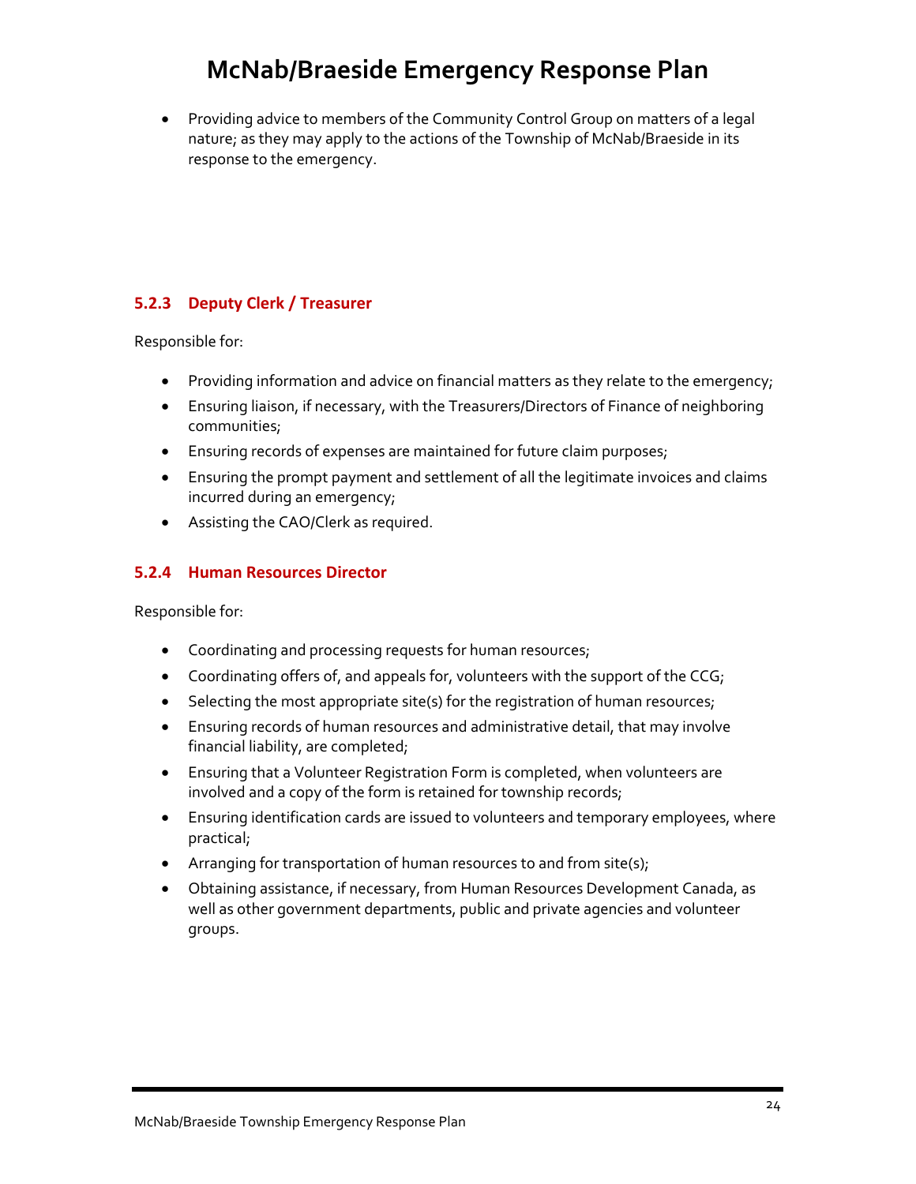- Providing advice to members of the Community Control Group on matters of a legal nature; as they may apply to the actions of the Township of McNab/Braeside in its response to the emergency.

### 5.2.3 Deputy Clerk / Treasurer

Responsible for:

- Providing information and advice on financial matters as they relate to the emergency;
- Ensuring liaison, if necessary, with the Treasurers/Directors of Finance of neighboring communities;
- Ensuring records of expenses are maintained for future claim purposes;
- Ensuring the prompt payment and settlement of all the legitimate invoices and claims incurred during an emergency;
- Assisting the CAO/Clerk as required.

### 5.2.4 Human Resources Director

Responsible for:

- Coordinating and processing requests for human resources;
- Coordinating offers of, and appeals for, volunteers with the support of the CCG;
- Selecting the most appropriate site(s) for the registration of human resources;
- Ensuring records of human resources and administrative detail, that may involve financial liability, are completed;
- Ensuring that a Volunteer Registration Form is completed, when volunteers are involved and a copy of the form is retained for township records;
- Ensuring identification cards are issued to volunteers and temporary employees, where practical;
- Arranging for transportation of human resources to and from site(s);
- Obtaining assistance, if necessary, from Human Resources Development Canada, as well as other government departments, public and private agencies and volunteer groups.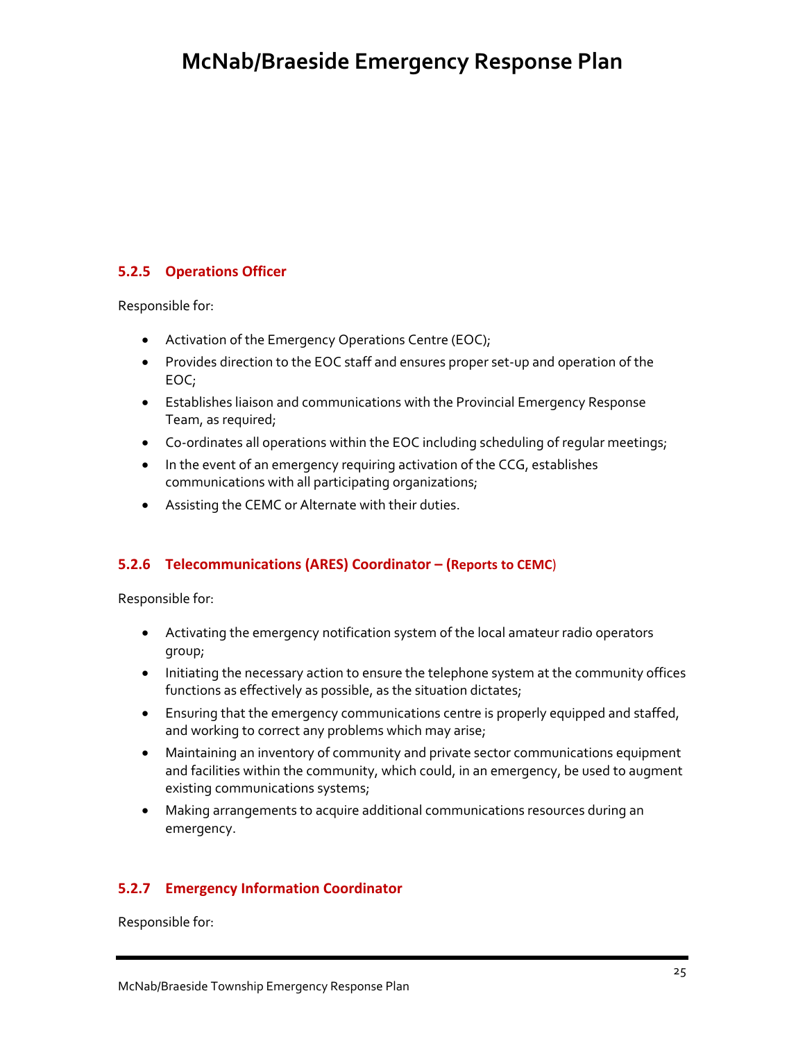### 5.2.5 Operations Officer

Responsible for:

- Activation of the Emergency Operations Centre (EOC);
- Provides direction to the EOC staff and ensures proper set-up and operation of the EOC;
- Establishes liaison and communications with the Provincial Emergency Response Team, as required;
- Co-ordinates all operations within the EOC including scheduling of regular meetings;
- In the event of an emergency requiring activation of the CCG, establishes communications with all participating organizations;
- Assisting the CEMC or Alternate with their duties.

### 5.2.6 Telecommunications (ARES) Coordinator – (Reports to CEMC)

Responsible for:

- Activating the emergency notification system of the local amateur radio operators group;
- Initiating the necessary action to ensure the telephone system at the community offices functions as effectively as possible, as the situation dictates;
- Ensuring that the emergency communications centre is properly equipped and staffed, and working to correct any problems which may arise;
- Maintaining an inventory of community and private sector communications equipment and facilities within the community, which could, in an emergency, be used to augment existing communications systems;
- Making arrangements to acquire additional communications resources during an emergency.

### 5.2.7 Emergency Information Coordinator

Responsible for: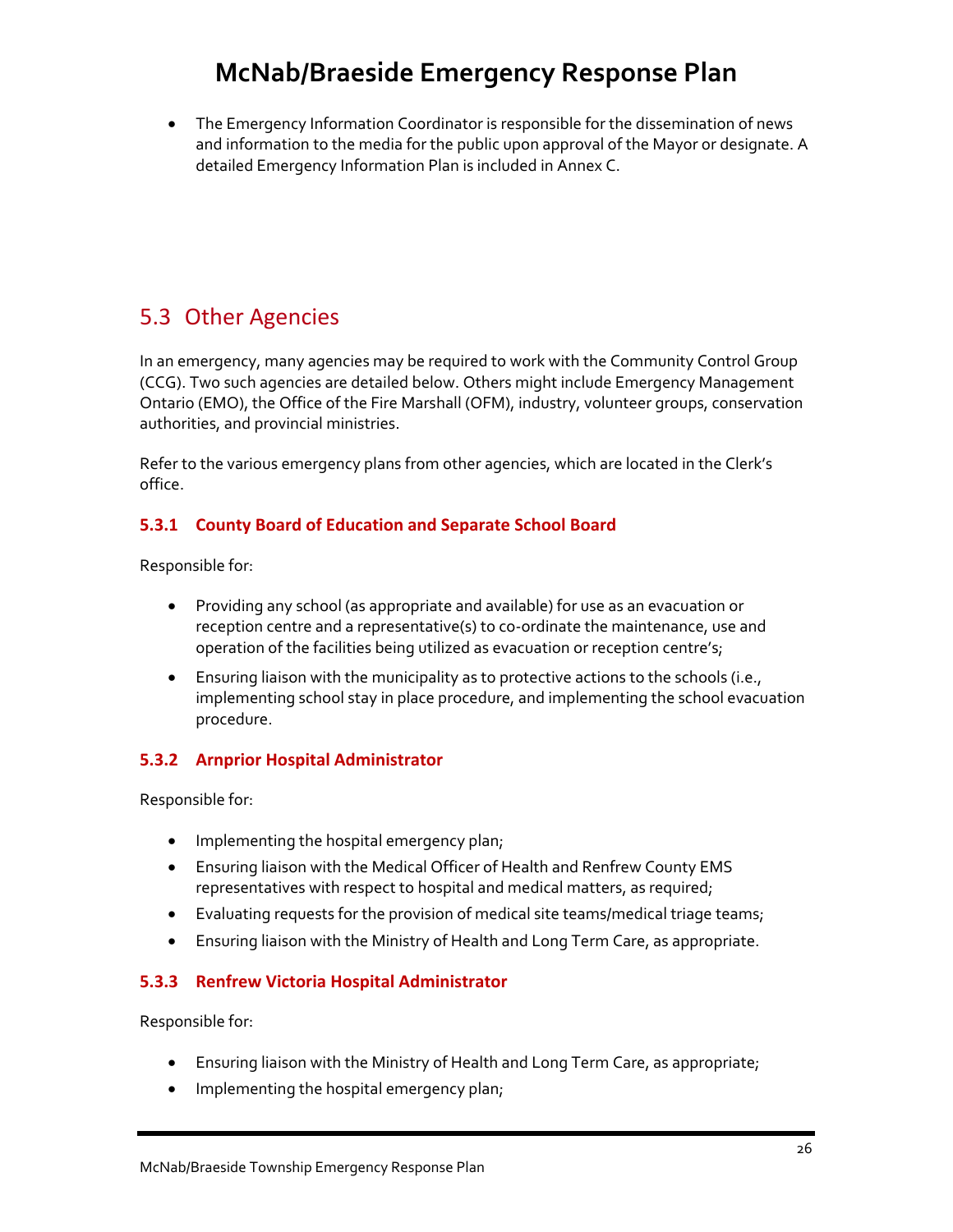- The Emergency Information Coordinator is responsible for the dissemination of news and information to the media for the public upon approval of the Mayor or designate. A detailed Emergency Information Plan is included in Annex C.

## 5.3 Other Agencies

In an emergency, many agencies may be required to work with the Community Control Group (CCG). Two such agencies are detailed below. Others might include Emergency Management Ontario (EMO), the Office of the Fire Marshall (OFM), industry, volunteer groups, conservation authorities, and provincial ministries.

Refer to the various emergency plans from other agencies, which are located in the Clerk's office.

### 5.3.1 County Board of Education and Separate School Board

Responsible for:

- Providing any school (as appropriate and available) for use as an evacuation or reception centre and a representative(s) to co-ordinate the maintenance, use and operation of the facilities being utilized as evacuation or reception centre's;
- Ensuring liaison with the municipality as to protective actions to the schools (i.e., implementing school stay in place procedure, and implementing the school evacuation procedure.

### 5.3.2 Arnprior Hospital Administrator

Responsible for:

- Implementing the hospital emergency plan;
- Ensuring liaison with the Medical Officer of Health and Renfrew County EMS representatives with respect to hospital and medical matters, as required;
- Evaluating requests for the provision of medical site teams/medical triage teams;
- Ensuring liaison with the Ministry of Health and Long Term Care, as appropriate.

### 5.3.3 Renfrew Victoria Hospital Administrator

Responsible for:

- Ensuring liaison with the Ministry of Health and Long Term Care, as appropriate;
- Implementing the hospital emergency plan;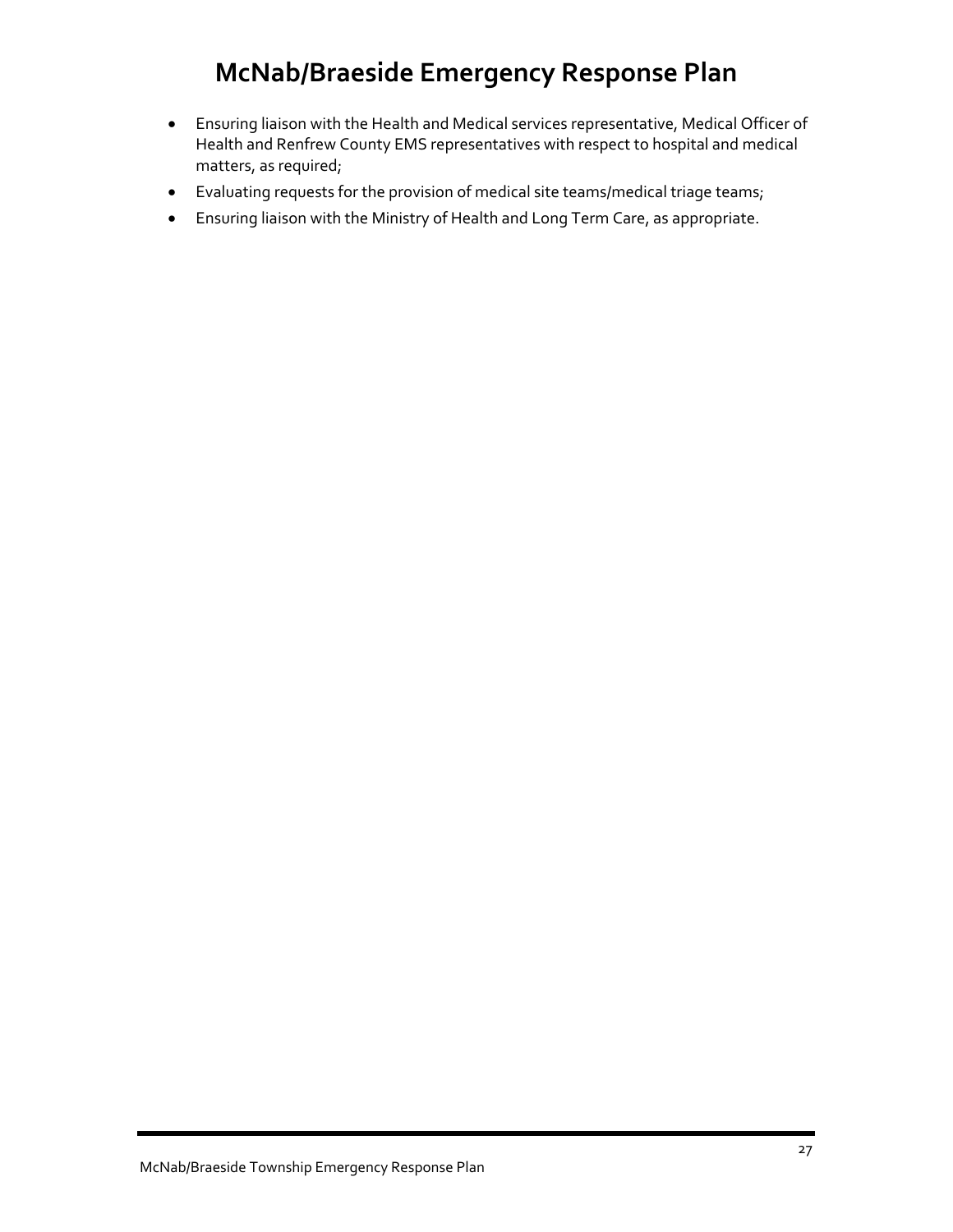- Ensuring liaison with the Health and Medical services representative, Medical Officer of Health and Renfrew County EMS representatives with respect to hospital and medical matters, as required;
- Evaluating requests for the provision of medical site teams/medical triage teams;
- Ensuring liaison with the Ministry of Health and Long Term Care, as appropriate.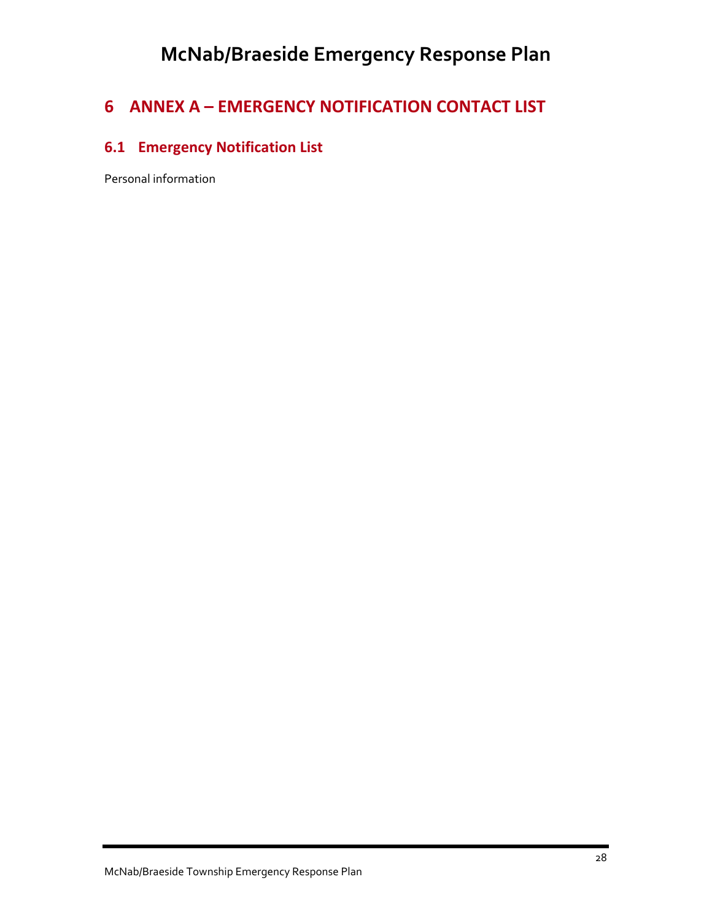# 6 ANNEX A – EMERGENCY NOTIFICATION CONTACT LIST

## 6.1 Emergency Notification List

Personal information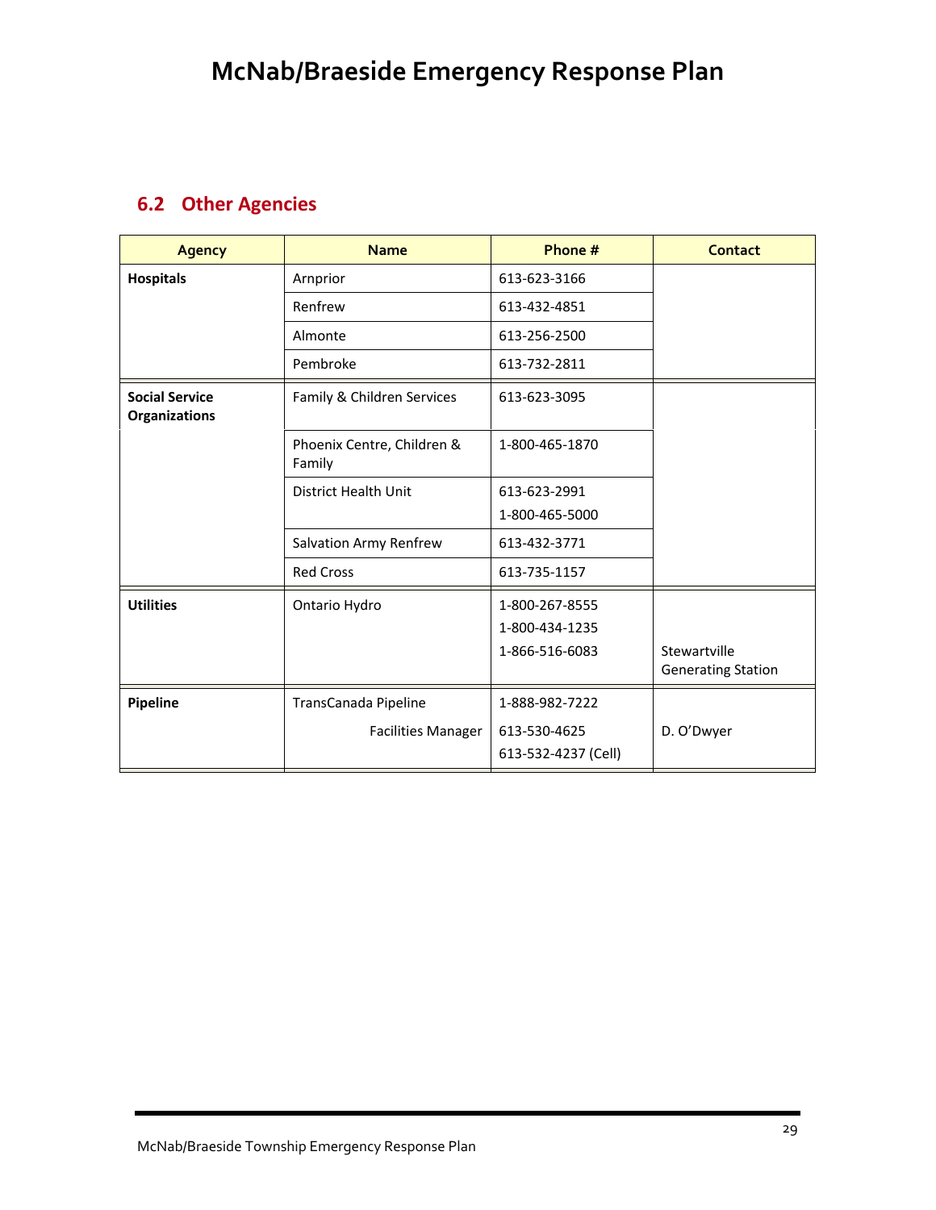## 6.2 Other Agencies

| Agency | Name | Phone # | Contact |
|---|---|---|---|
| **Hospitals** | Arnprior | 613-623-3166 | |
| | Renfrew | 613-432-4851 | |
| | Almonte | 613-256-2500 | |
| | Pembroke | 613-732-2811 | |
| **Social Service Organizations** | Family & Children Services | 613-623-3095 | |
| | Phoenix Centre, Children & Family | 1-800-465-1870 | |
| | District Health Unit | 613-623-2991<br>1-800-465-5000 | |
| | Salvation Army Renfrew | 613-432-3771 | |
| | Red Cross | 613-735-1157 | |
| **Utilities** | Ontario Hydro | 1-800-267-8555<br>1-800-434-1235<br>1-866-516-6083 | Stewartville Generating Station |
| **Pipeline** | TransCanada Pipeline | 1-888-982-7222 | |
| | Facilities Manager | 613-530-4625<br>613-532-4237 (Cell) | D. O'Dwyer |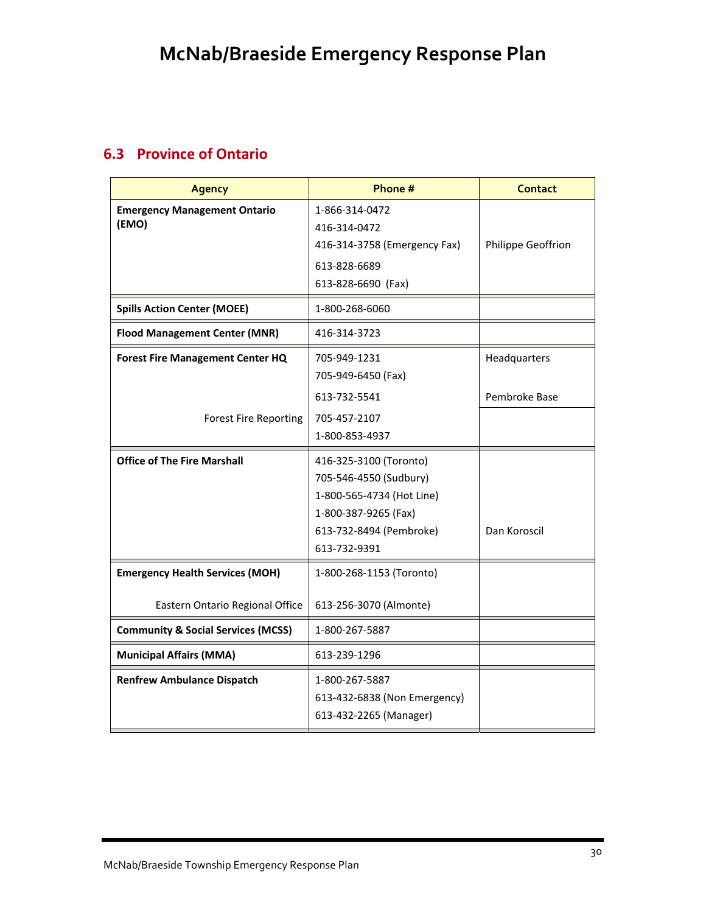## 6.3 Province of Ontario

| Agency | Phone # | Contact |
|---|---|---|
| **Emergency Management Ontario (EMO)** | 1-866-314-0472<br>416-314-0472<br>416-314-3758 (Emergency Fax)<br>613-828-6689<br>613-828-6690 (Fax) | Philippe Geoffrion |
| **Spills Action Center (MOEE)** | 1-800-268-6060 | |
| **Flood Management Center (MNR)** | 416-314-3723 | |
| **Forest Fire Management Center HQ** | 705-949-1231<br>705-949-6450 (Fax) | Headquarters |
| | 613-732-5541 | Pembroke Base |
| Forest Fire Reporting | 705-457-2107<br>1-800-853-4937 | |
| **Office of The Fire Marshall** | 416-325-3100 (Toronto)<br>705-546-4550 (Sudbury)<br>1-800-565-4734 (Hot Line)<br>1-800-387-9265 (Fax)<br>613-732-8494 (Pembroke)<br>613-732-9391 | Dan Koroscil |
| **Emergency Health Services (MOH)** | 1-800-268-1153 (Toronto) | |
| Eastern Ontario Regional Office | 613-256-3070 (Almonte) | |
| **Community & Social Services (MCSS)** | 1-800-267-5887 | |
| **Municipal Affairs (MMA)** | 613-239-1296 | |
| **Renfrew Ambulance Dispatch** | 1-800-267-5887<br>613-432-6838 (Non Emergency)<br>613-432-2265 (Manager) | |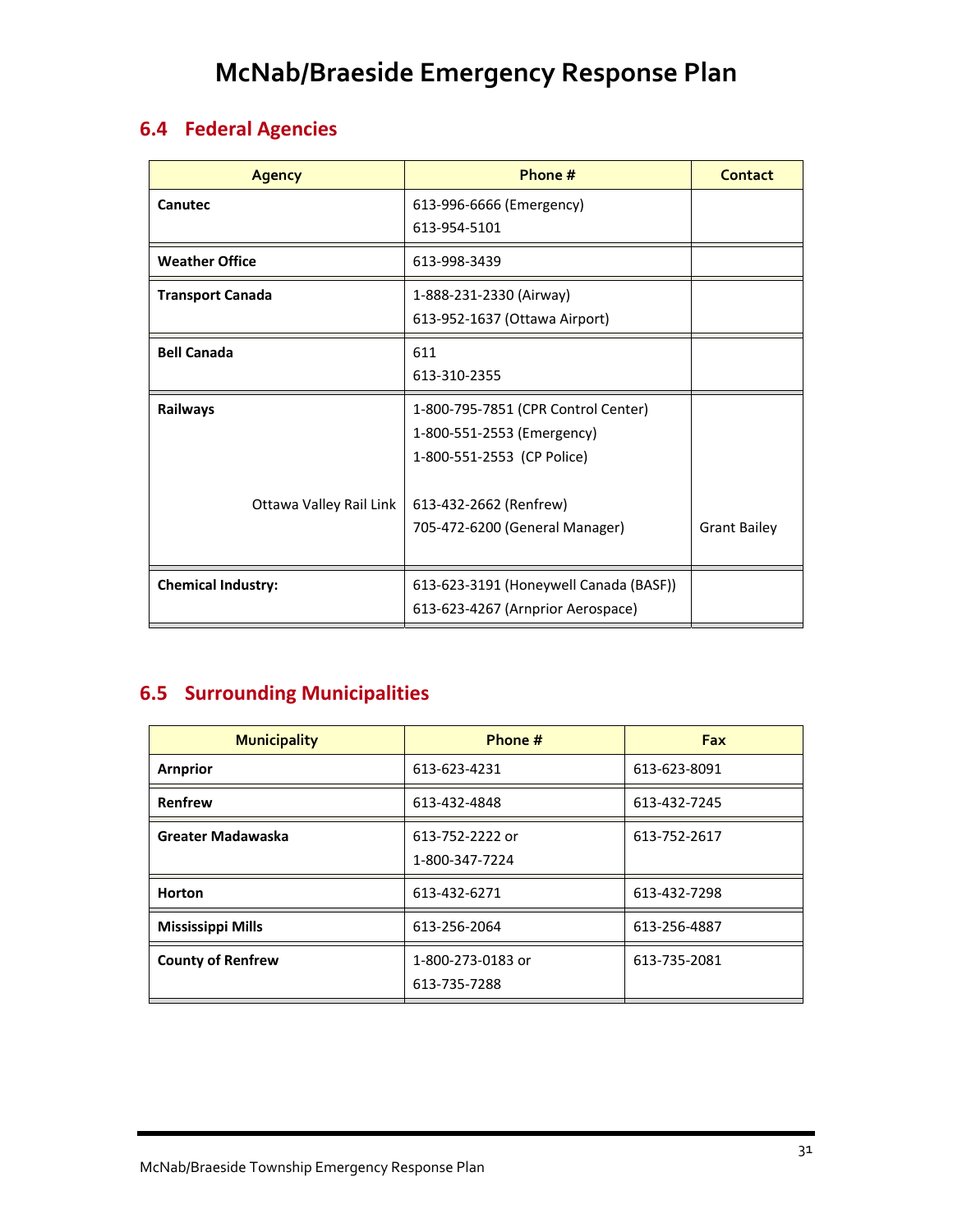# McNab/Braeside Emergency Response Plan

## 6.4 Federal Agencies

| Agency | Phone # | Contact |
|---|---|---|
| **Canutec** | 613-996-6666 (Emergency)<br>613-954-5101 | |
| **Weather Office** | 613-998-3439 | |
| **Transport Canada** | 1-888-231-2330 (Airway)<br>613-952-1637 (Ottawa Airport) | |
| **Bell Canada** | 611<br>613-310-2355 | |
| **Railways** | 1-800-795-7851 (CPR Control Center)<br>1-800-551-2553 (Emergency)<br>1-800-551-2553 (CP Police) | |
| Ottawa Valley Rail Link | 613-432-2662 (Renfrew)<br>705-472-6200 (General Manager) | Grant Bailey |
| **Chemical Industry:** | 613-623-3191 (Honeywell Canada (BASF))<br>613-623-4267 (Arnprior Aerospace) | |

## 6.5 Surrounding Municipalities

| Municipality | Phone # | Fax |
|---|---|---|
| **Arnprior** | 613-623-4231 | 613-623-8091 |
| **Renfrew** | 613-432-4848 | 613-432-7245 |
| **Greater Madawaska** | 613-752-2222 or<br>1-800-347-7224 | 613-752-2617 |
| **Horton** | 613-432-6271 | 613-432-7298 |
| **Mississippi Mills** | 613-256-2064 | 613-256-4887 |
| **County of Renfrew** | 1-800-273-0183 or<br>613-735-7288 | 613-735-2081 |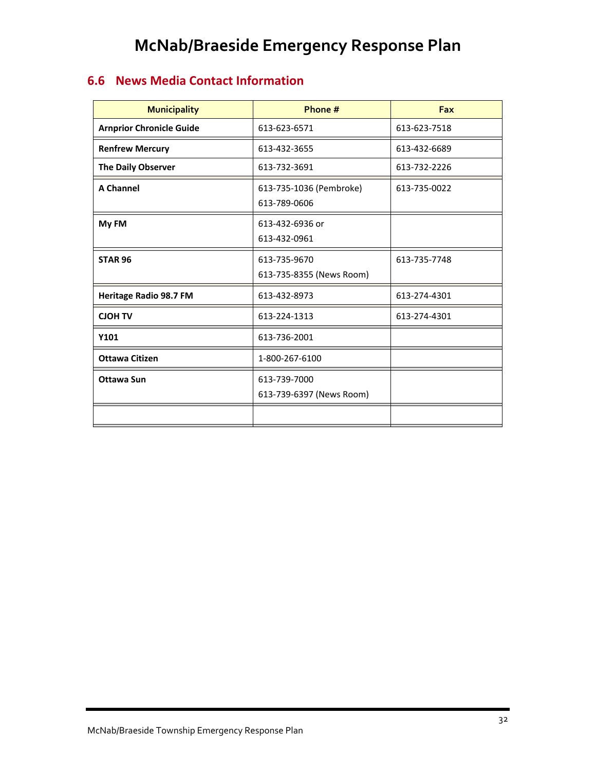# McNab/Braeside Emergency Response Plan

## 6.6 News Media Contact Information

| Municipality | Phone # | Fax |
|---|---|---|
| **Arnprior Chronicle Guide** | 613-623-6571 | 613-623-7518 |
| **Renfrew Mercury** | 613-432-3655 | 613-432-6689 |
| **The Daily Observer** | 613-732-3691 | 613-732-2226 |
| **A Channel** | 613-735-1036 (Pembroke)<br>613-789-0606 | 613-735-0022 |
| **My FM** | 613-432-6936 or<br>613-432-0961 | |
| **STAR 96** | 613-735-9670<br>613-735-8355 (News Room) | 613-735-7748 |
| **Heritage Radio 98.7 FM** | 613-432-8973 | 613-274-4301 |
| **CJOH TV** | 613-224-1313 | 613-274-4301 |
| **Y101** | 613-736-2001 | |
| **Ottawa Citizen** | 1-800-267-6100 | |
| **Ottawa Sun** | 613-739-7000<br>613-739-6397 (News Room) | |
| | | |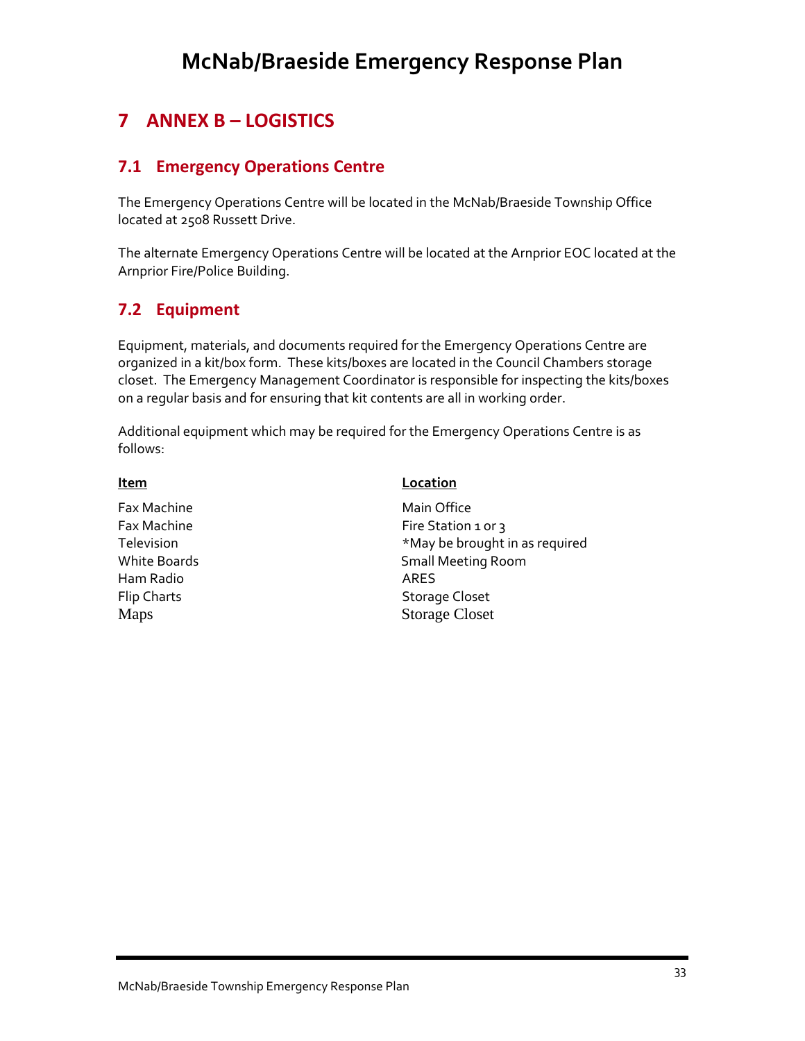## 7 ANNEX B – LOGISTICS

### 7.1 Emergency Operations Centre

The Emergency Operations Centre will be located in the McNab/Braeside Township Office located at 2508 Russett Drive.

The alternate Emergency Operations Centre will be located at the Arnprior EOC located at the Arnprior Fire/Police Building.

### 7.2 Equipment

Equipment, materials, and documents required for the Emergency Operations Centre are organized in a kit/box form. These kits/boxes are located in the Council Chambers storage closet. The Emergency Management Coordinator is responsible for inspecting the kits/boxes on a regular basis and for ensuring that kit contents are all in working order.

Additional equipment which may be required for the Emergency Operations Centre is as follows:

| Item | Location |
|---|---|
| Fax Machine | Main Office |
| Fax Machine | Fire Station 1 or 3 |
| Television | *May be brought in as required |
| White Boards | Small Meeting Room |
| Ham Radio | ARES |
| Flip Charts | Storage Closet |
| Maps | Storage Closet |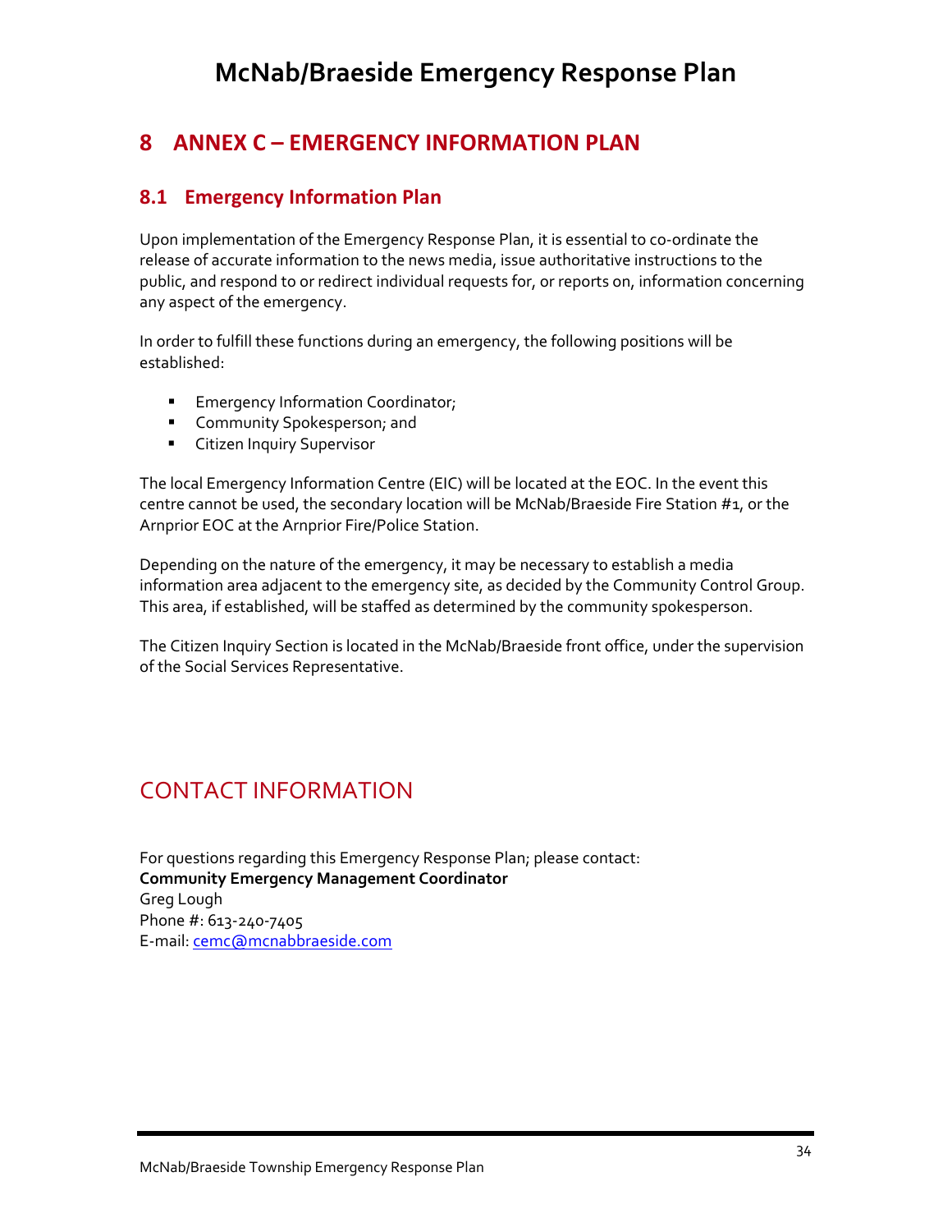# 8 ANNEX C – EMERGENCY INFORMATION PLAN

## 8.1 Emergency Information Plan

Upon implementation of the Emergency Response Plan, it is essential to co-ordinate the release of accurate information to the news media, issue authoritative instructions to the public, and respond to or redirect individual requests for, or reports on, information concerning any aspect of the emergency.

In order to fulfill these functions during an emergency, the following positions will be established:

- Emergency Information Coordinator;
- Community Spokesperson; and
- Citizen Inquiry Supervisor

The local Emergency Information Centre (EIC) will be located at the EOC. In the event this centre cannot be used, the secondary location will be McNab/Braeside Fire Station #1, or the Arnprior EOC at the Arnprior Fire/Police Station.

Depending on the nature of the emergency, it may be necessary to establish a media information area adjacent to the emergency site, as decided by the Community Control Group. This area, if established, will be staffed as determined by the community spokesperson.

The Citizen Inquiry Section is located in the McNab/Braeside front office, under the supervision of the Social Services Representative.

## CONTACT INFORMATION

For questions regarding this Emergency Response Plan; please contact:
**Community Emergency Management Coordinator**
Greg Lough
Phone #: 613-240-7405
E-mail: cemc@mcnabbraeside.com